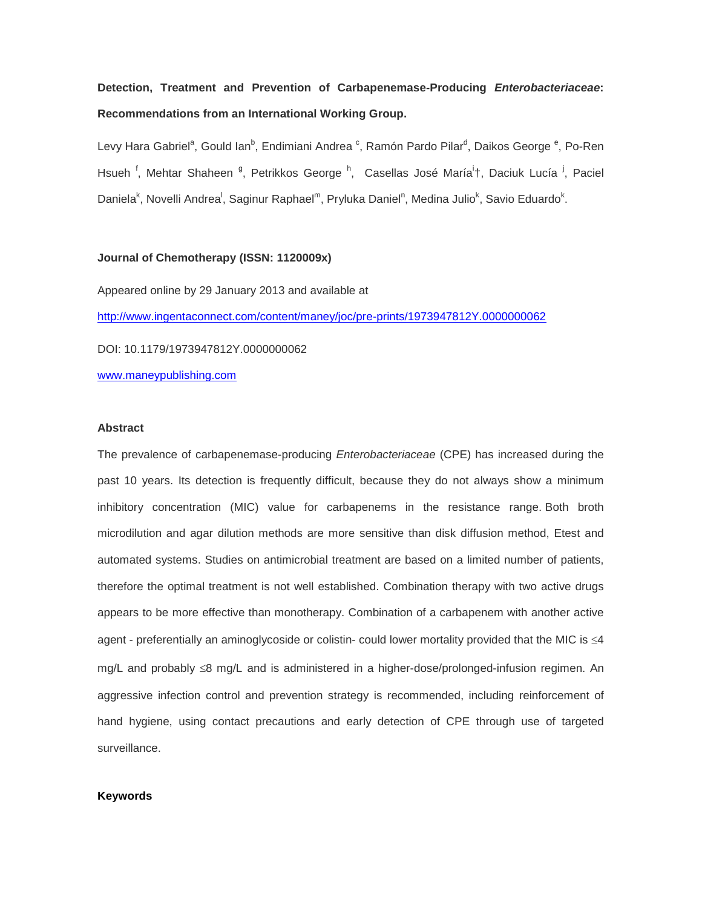**Detection, Treatment and Prevention of Carbapenemase-Producing *Enterobacteriaceae*: Recommendations from an International Working Group.**

Levy Hara Gabriel[a], Gould Ian[b], Endimiani Andrea [c], Ramón Pardo Pilar[d], Daikos George [e], Po-Ren Hsueh [f], Mehtar Shaheen [g], Petrikkos George [h], Casellas José María[i]†, Daciuk Lucía [j], Paciel Daniela[k], Novelli Andrea[l], Saginur Raphael[m], Pryluka Daniel[n], Medina Julio[k], Savio Eduardo[k].

**Journal of Chemotherapy (ISSN: 1120009x)**

Appeared online by 29 January 2013 and available at

http://www.ingentaconnect.com/content/maney/joc/pre-prints/1973947812Y.0000000062

DOI: 10.1179/1973947812Y.0000000062

www.maneypublishing.com

**Abstract**

The prevalence of carbapenemase-producing *Enterobacteriaceae* (CPE) has increased during the past 10 years. Its detection is frequently difficult, because they do not always show a minimum inhibitory concentration (MIC) value for carbapenems in the resistance range. Both broth microdilution and agar dilution methods are more sensitive than disk diffusion method, Etest and automated systems. Studies on antimicrobial treatment are based on a limited number of patients, therefore the optimal treatment is not well established. Combination therapy with two active drugs appears to be more effective than monotherapy. Combination of a carbapenem with another active agent - preferentially an aminoglycoside or colistin- could lower mortality provided that the MIC is ≤4 mg/L and probably ≤8 mg/L and is administered in a higher-dose/prolonged-infusion regimen. An aggressive infection control and prevention strategy is recommended, including reinforcement of hand hygiene, using contact precautions and early detection of CPE through use of targeted surveillance.

**Keywords**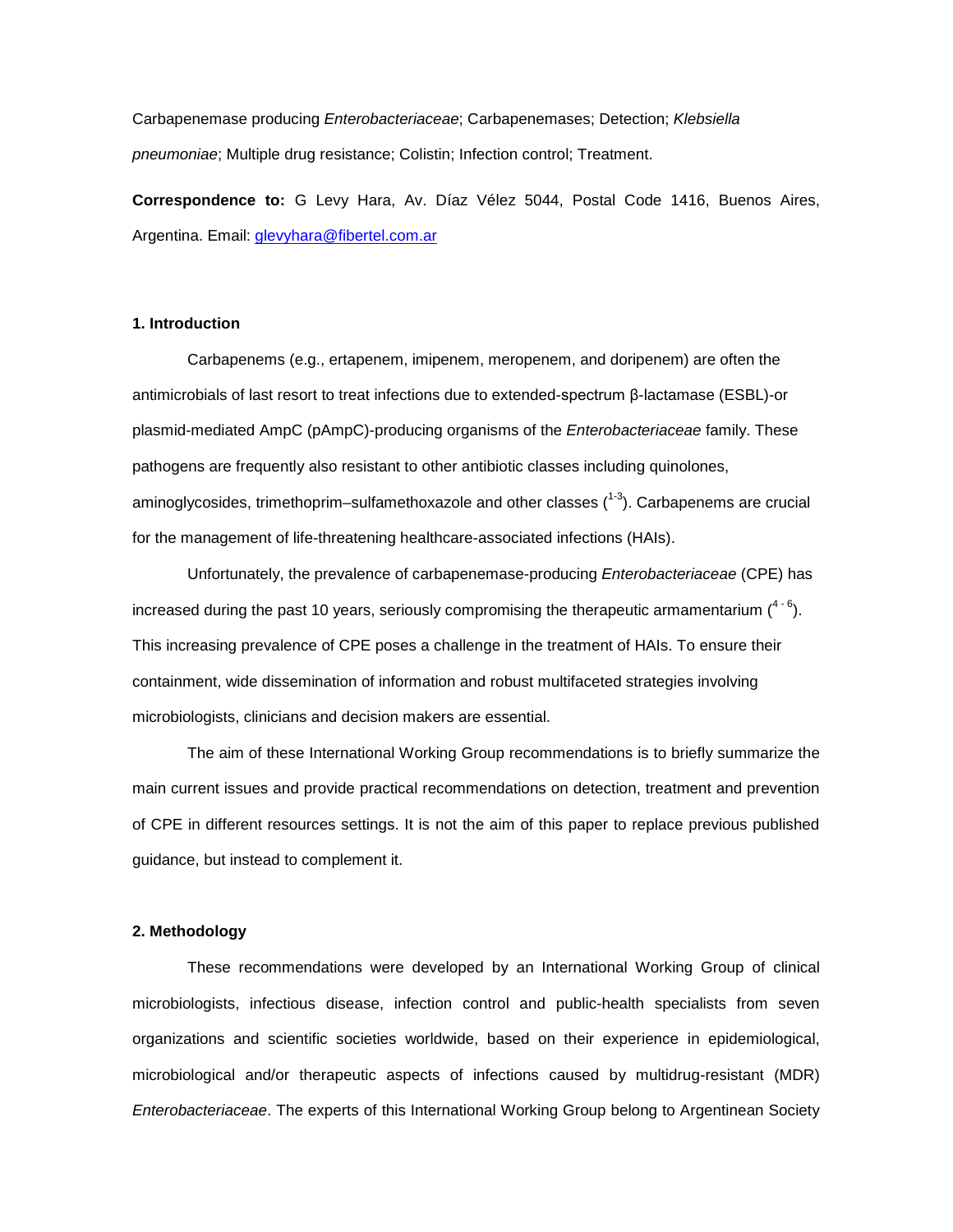Carbapenemase producing *Enterobacteriaceae*; Carbapenemases; Detection; *Klebsiella pneumoniae*; Multiple drug resistance; Colistin; Infection control; Treatment.

**Correspondence to:** G Levy Hara, Av. Díaz Vélez 5044, Postal Code 1416, Buenos Aires, Argentina. Email: glevyhara@fibertel.com.ar

## 1. Introduction

Carbapenems (e.g., ertapenem, imipenem, meropenem, and doripenem) are often the antimicrobials of last resort to treat infections due to extended-spectrum β-lactamase (ESBL)-or plasmid-mediated AmpC (pAmpC)-producing organisms of the *Enterobacteriaceae* family. These pathogens are frequently also resistant to other antibiotic classes including quinolones, aminoglycosides, trimethoprim–sulfamethoxazole and other classes ([1-3]). Carbapenems are crucial for the management of life-threatening healthcare-associated infections (HAIs).

Unfortunately, the prevalence of carbapenemase-producing *Enterobacteriaceae* (CPE) has increased during the past 10 years, seriously compromising the therapeutic armamentarium ([4 - 6]). This increasing prevalence of CPE poses a challenge in the treatment of HAIs. To ensure their containment, wide dissemination of information and robust multifaceted strategies involving microbiologists, clinicians and decision makers are essential.

The aim of these International Working Group recommendations is to briefly summarize the main current issues and provide practical recommendations on detection, treatment and prevention of CPE in different resources settings. It is not the aim of this paper to replace previous published guidance, but instead to complement it.

## 2. Methodology

These recommendations were developed by an International Working Group of clinical microbiologists, infectious disease, infection control and public-health specialists from seven organizations and scientific societies worldwide, based on their experience in epidemiological, microbiological and/or therapeutic aspects of infections caused by multidrug-resistant (MDR) *Enterobacteriaceae*. The experts of this International Working Group belong to Argentinean Society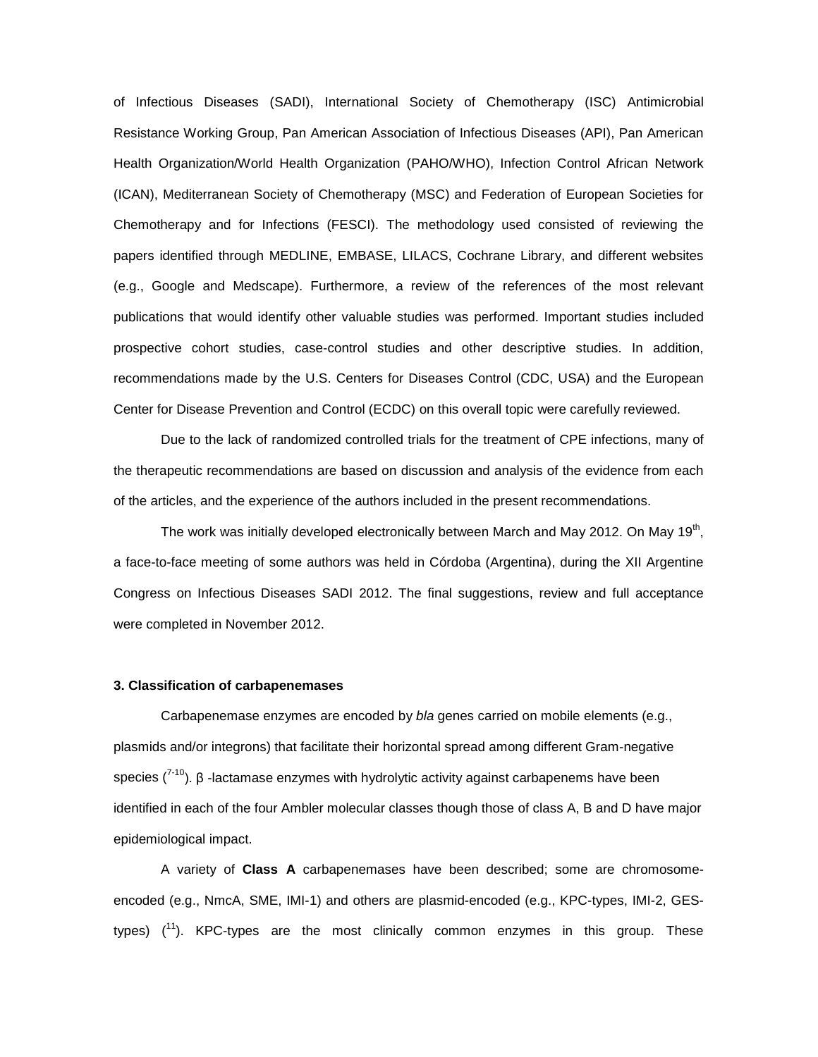of Infectious Diseases (SADI), International Society of Chemotherapy (ISC) Antimicrobial Resistance Working Group, Pan American Association of Infectious Diseases (API), Pan American Health Organization/World Health Organization (PAHO/WHO), Infection Control African Network (ICAN), Mediterranean Society of Chemotherapy (MSC) and Federation of European Societies for Chemotherapy and for Infections (FESCI). The methodology used consisted of reviewing the papers identified through MEDLINE, EMBASE, LILACS, Cochrane Library, and different websites (e.g., Google and Medscape). Furthermore, a review of the references of the most relevant publications that would identify other valuable studies was performed. Important studies included prospective cohort studies, case-control studies and other descriptive studies. In addition, recommendations made by the U.S. Centers for Diseases Control (CDC, USA) and the European Center for Disease Prevention and Control (ECDC) on this overall topic were carefully reviewed.

Due to the lack of randomized controlled trials for the treatment of CPE infections, many of the therapeutic recommendations are based on discussion and analysis of the evidence from each of the articles, and the experience of the authors included in the present recommendations.

The work was initially developed electronically between March and May 2012. On May 19th, a face-to-face meeting of some authors was held in Córdoba (Argentina), during the XII Argentine Congress on Infectious Diseases SADI 2012. The final suggestions, review and full acceptance were completed in November 2012.

**3. Classification of carbapenemases**

Carbapenemase enzymes are encoded by *bla* genes carried on mobile elements (e.g., plasmids and/or integrons) that facilitate their horizontal spread among different Gram-negative species ([7-10]). β -lactamase enzymes with hydrolytic activity against carbapenems have been identified in each of the four Ambler molecular classes though those of class A, B and D have major epidemiological impact.

A variety of **Class A** carbapenemases have been described; some are chromosome-encoded (e.g., NmcA, SME, IMI-1) and others are plasmid-encoded (e.g., KPC-types, IMI-2, GES-types) ([11]). KPC-types are the most clinically common enzymes in this group. These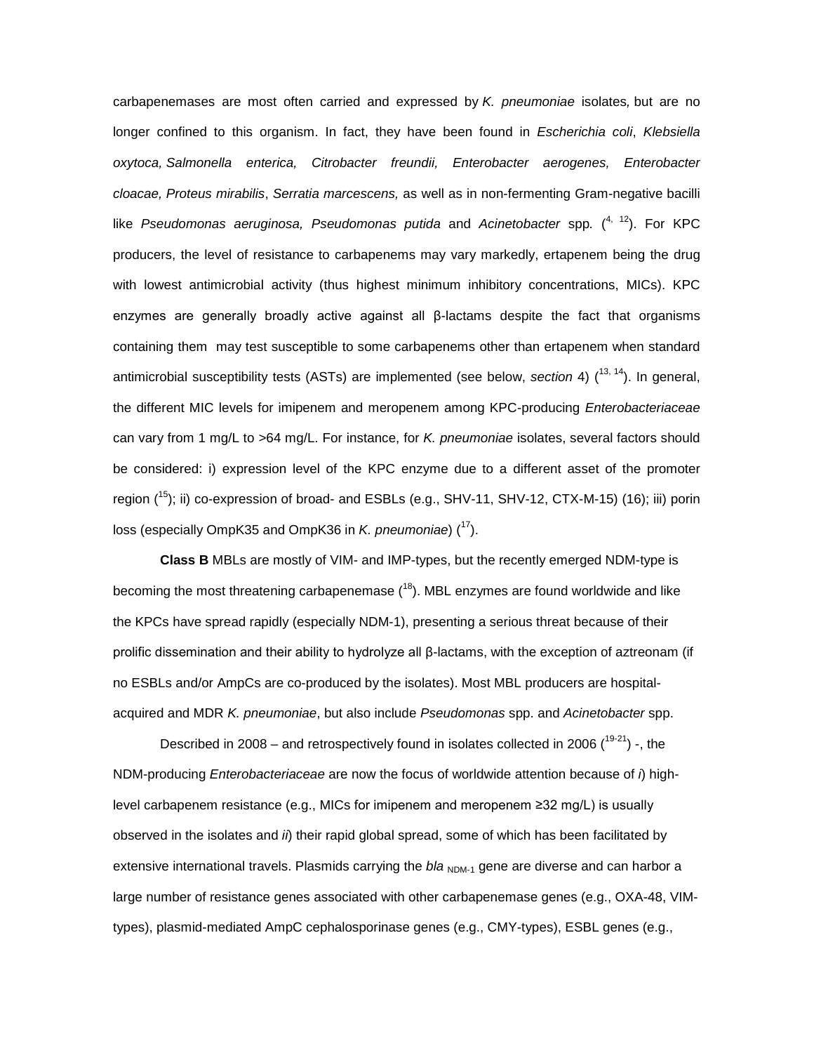carbapenemases are most often carried and expressed by *K. pneumoniae* isolates, but are no longer confined to this organism. In fact, they have been found in *Escherichia coli*, *Klebsiella oxytoca, Salmonella enterica, Citrobacter freundii, Enterobacter aerogenes, Enterobacter cloacae, Proteus mirabilis*, *Serratia marcescens,* as well as in non-fermenting Gram-negative bacilli like *Pseudomonas aeruginosa, Pseudomonas putida* and *Acinetobacter* spp. ([4, 12]). For KPC producers, the level of resistance to carbapenems may vary markedly, ertapenem being the drug with lowest antimicrobial activity (thus highest minimum inhibitory concentrations, MICs). KPC enzymes are generally broadly active against all β-lactams despite the fact that organisms containing them may test susceptible to some carbapenems other than ertapenem when standard antimicrobial susceptibility tests (ASTs) are implemented (see below, *section* 4) ([13, 14]). In general, the different MIC levels for imipenem and meropenem among KPC-producing *Enterobacteriaceae* can vary from 1 mg/L to >64 mg/L. For instance, for *K. pneumoniae* isolates, several factors should be considered: i) expression level of the KPC enzyme due to a different asset of the promoter region ([15]); ii) co-expression of broad- and ESBLs (e.g., SHV-11, SHV-12, CTX-M-15) (16); iii) porin loss (especially OmpK35 and OmpK36 in *K. pneumoniae*) ([17]).

**Class B** MBLs are mostly of VIM- and IMP-types, but the recently emerged NDM-type is becoming the most threatening carbapenemase ([18]). MBL enzymes are found worldwide and like the KPCs have spread rapidly (especially NDM-1), presenting a serious threat because of their prolific dissemination and their ability to hydrolyze all β-lactams, with the exception of aztreonam (if no ESBLs and/or AmpCs are co-produced by the isolates). Most MBL producers are hospital-acquired and MDR *K. pneumoniae*, but also include *Pseudomonas* spp. and *Acinetobacter* spp.

Described in 2008 – and retrospectively found in isolates collected in 2006 ([19-21]) -, the NDM-producing *Enterobacteriaceae* are now the focus of worldwide attention because of *i*) high-level carbapenem resistance (e.g., MICs for imipenem and meropenem ≥32 mg/L) is usually observed in the isolates and *ii*) their rapid global spread, some of which has been facilitated by extensive international travels. Plasmids carrying the $bla_{\text{NDM-1}}$ gene are diverse and can harbor a large number of resistance genes associated with other carbapenemase genes (e.g., OXA-48, VIM-types), plasmid-mediated AmpC cephalosporinase genes (e.g., CMY-types), ESBL genes (e.g.,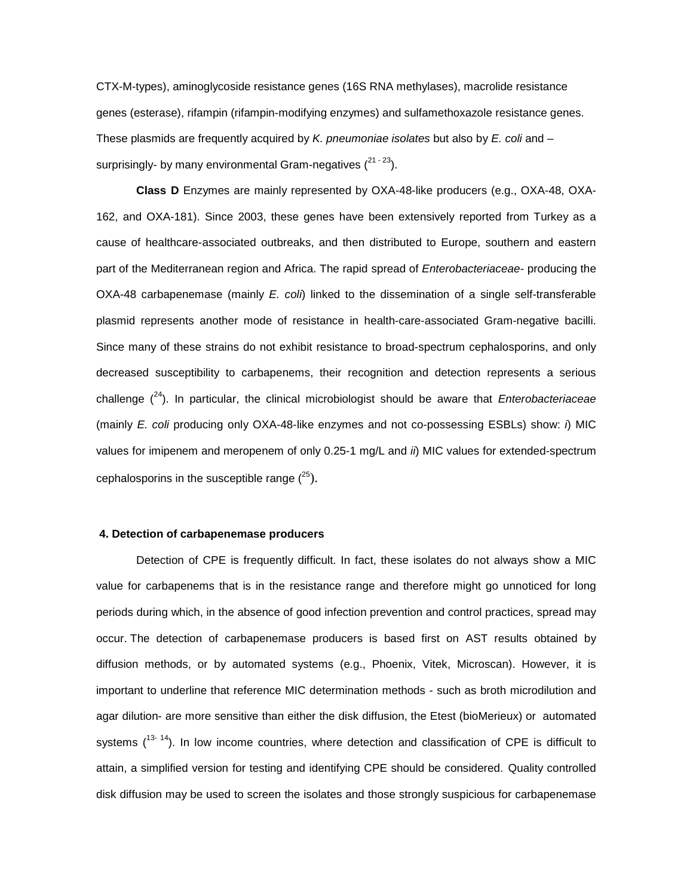CTX-M-types), aminoglycoside resistance genes (16S RNA methylases), macrolide resistance genes (esterase), rifampin (rifampin-modifying enzymes) and sulfamethoxazole resistance genes. These plasmids are frequently acquired by *K. pneumoniae isolates* but also by *E. coli* and –surprisingly- by many environmental Gram-negatives ([21 - 23]).

**Class D** Enzymes are mainly represented by OXA-48-like producers (e.g., OXA-48, OXA-162, and OXA-181). Since 2003, these genes have been extensively reported from Turkey as a cause of healthcare-associated outbreaks, and then distributed to Europe, southern and eastern part of the Mediterranean region and Africa. The rapid spread of *Enterobacteriaceae*- producing the OXA-48 carbapenemase (mainly *E. coli*) linked to the dissemination of a single self-transferable plasmid represents another mode of resistance in health-care-associated Gram-negative bacilli. Since many of these strains do not exhibit resistance to broad-spectrum cephalosporins, and only decreased susceptibility to carbapenems, their recognition and detection represents a serious challenge ([24]). In particular, the clinical microbiologist should be aware that *Enterobacteriaceae* (mainly *E. coli* producing only OXA-48-like enzymes and not co-possessing ESBLs) show: *i*) MIC values for imipenem and meropenem of only 0.25-1 mg/L and *ii*) MIC values for extended-spectrum cephalosporins in the susceptible range ([25]).

## 4. Detection of carbapenemase producers

Detection of CPE is frequently difficult. In fact, these isolates do not always show a MIC value for carbapenems that is in the resistance range and therefore might go unnoticed for long periods during which, in the absence of good infection prevention and control practices, spread may occur. The detection of carbapenemase producers is based first on AST results obtained by diffusion methods, or by automated systems (e.g., Phoenix, Vitek, Microscan). However, it is important to underline that reference MIC determination methods - such as broth microdilution and agar dilution- are more sensitive than either the disk diffusion, the Etest (bioMerieux) or automated systems ([13- 14]). In low income countries, where detection and classification of CPE is difficult to attain, a simplified version for testing and identifying CPE should be considered. Quality controlled disk diffusion may be used to screen the isolates and those strongly suspicious for carbapenemase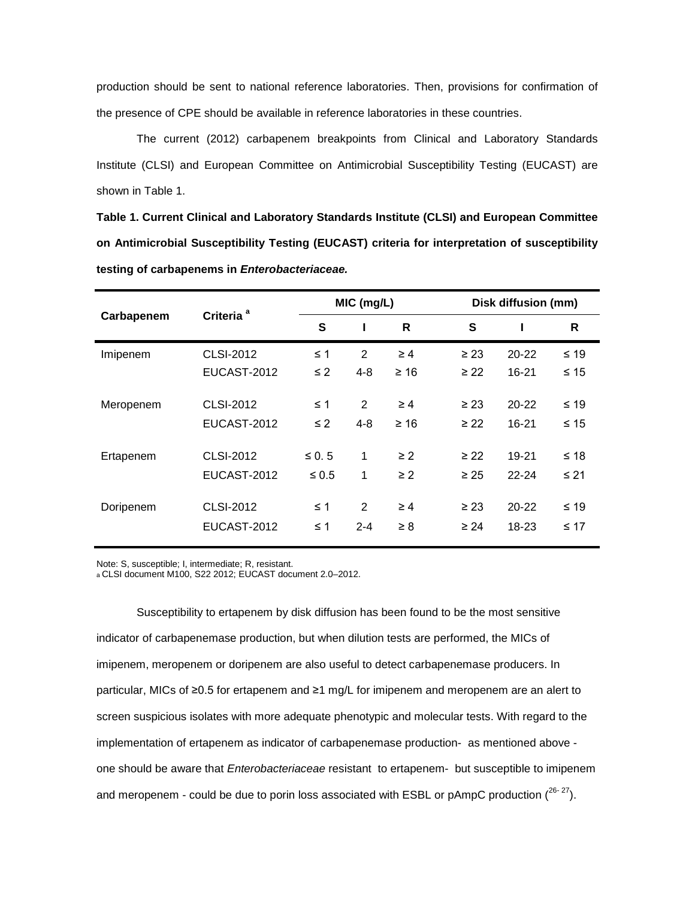production should be sent to national reference laboratories. Then, provisions for confirmation of the presence of CPE should be available in reference laboratories in these countries.

The current (2012) carbapenem breakpoints from Clinical and Laboratory Standards Institute (CLSI) and European Committee on Antimicrobial Susceptibility Testing (EUCAST) are shown in Table 1.

**Table 1. Current Clinical and Laboratory Standards Institute (CLSI) and European Committee on Antimicrobial Susceptibility Testing (EUCAST) criteria for interpretation of susceptibility testing of carbapenems in *Enterobacteriaceae.***

| Carbapenem | Criteria [a] | MIC (mg/L) | | | Disk diffusion (mm) | | |
|---|---|---|---|---|---|---|---|
| | | S | I | R | S | I | R |
| Imipenem | CLSI-2012 | ≤ 1 | 2 | ≥ 4 | ≥ 23 | 20-22 | ≤ 19 |
| | EUCAST-2012 | ≤ 2 | 4-8 | ≥ 16 | ≥ 22 | 16-21 | ≤ 15 |
| Meropenem | CLSI-2012 | ≤ 1 | 2 | ≥ 4 | ≥ 23 | 20-22 | ≤ 19 |
| | EUCAST-2012 | ≤ 2 | 4-8 | ≥ 16 | ≥ 22 | 16-21 | ≤ 15 |
| Ertapenem | CLSI-2012 | ≤ 0. 5 | 1 | ≥ 2 | ≥ 22 | 19-21 | ≤ 18 |
| | EUCAST-2012 | ≤ 0.5 | 1 | ≥ 2 | ≥ 25 | 22-24 | ≤ 21 |
| Doripenem | CLSI-2012 | ≤ 1 | 2 | ≥ 4 | ≥ 23 | 20-22 | ≤ 19 |
| | EUCAST-2012 | ≤ 1 | 2-4 | ≥ 8 | ≥ 24 | 18-23 | ≤ 17 |

Note: S, susceptible; I, intermediate; R, resistant.
[a] CLSI document M100, S22 2012; EUCAST document 2.0–2012.

Susceptibility to ertapenem by disk diffusion has been found to be the most sensitive indicator of carbapenemase production, but when dilution tests are performed, the MICs of imipenem, meropenem or doripenem are also useful to detect carbapenemase producers. In particular, MICs of ≥0.5 for ertapenem and ≥1 mg/L for imipenem and meropenem are an alert to screen suspicious isolates with more adequate phenotypic and molecular tests. With regard to the implementation of ertapenem as indicator of carbapenemase production- as mentioned above - one should be aware that *Enterobacteriaceae* resistant to ertapenem- but susceptible to imipenem and meropenem - could be due to porin loss associated with ESBL or pAmpC production ([26- 27]).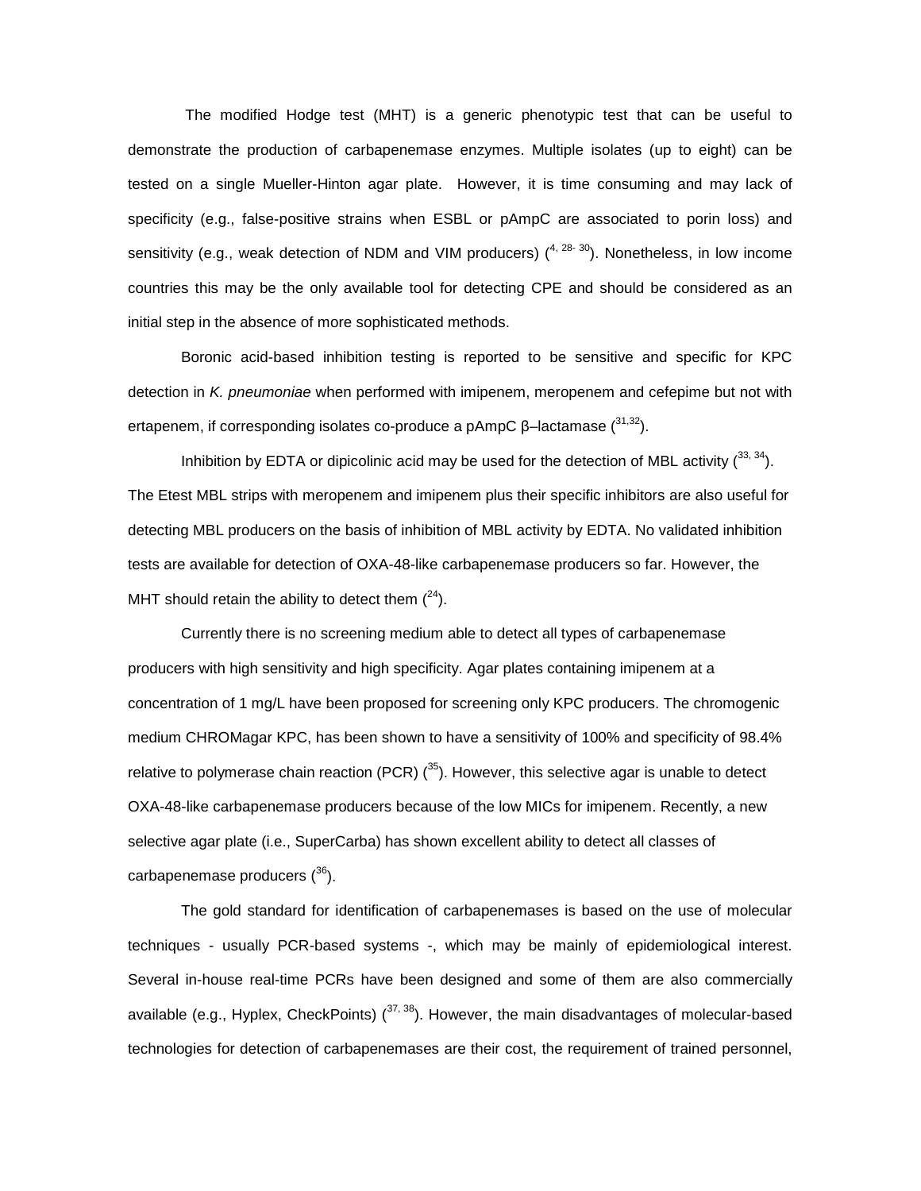The modified Hodge test (MHT) is a generic phenotypic test that can be useful to demonstrate the production of carbapenemase enzymes. Multiple isolates (up to eight) can be tested on a single Mueller-Hinton agar plate. However, it is time consuming and may lack of specificity (e.g., false-positive strains when ESBL or pAmpC are associated to porin loss) and sensitivity (e.g., weak detection of NDM and VIM producers) ([4, 28- 30]). Nonetheless, in low income countries this may be the only available tool for detecting CPE and should be considered as an initial step in the absence of more sophisticated methods.

Boronic acid-based inhibition testing is reported to be sensitive and specific for KPC detection in *K. pneumoniae* when performed with imipenem, meropenem and cefepime but not with ertapenem, if corresponding isolates co-produce a pAmpC β–lactamase ([31,32]).

Inhibition by EDTA or dipicolinic acid may be used for the detection of MBL activity ([33, 34]). The Etest MBL strips with meropenem and imipenem plus their specific inhibitors are also useful for detecting MBL producers on the basis of inhibition of MBL activity by EDTA. No validated inhibition tests are available for detection of OXA-48-like carbapenemase producers so far. However, the MHT should retain the ability to detect them ([24]).

Currently there is no screening medium able to detect all types of carbapenemase producers with high sensitivity and high specificity. Agar plates containing imipenem at a concentration of 1 mg/L have been proposed for screening only KPC producers. The chromogenic medium CHROMagar KPC, has been shown to have a sensitivity of 100% and specificity of 98.4% relative to polymerase chain reaction (PCR) ([35]). However, this selective agar is unable to detect OXA-48-like carbapenemase producers because of the low MICs for imipenem. Recently, a new selective agar plate (i.e., SuperCarba) has shown excellent ability to detect all classes of carbapenemase producers ([36]).

The gold standard for identification of carbapenemases is based on the use of molecular techniques - usually PCR-based systems -, which may be mainly of epidemiological interest. Several in-house real-time PCRs have been designed and some of them are also commercially available (e.g., Hyplex, CheckPoints) ([37, 38]). However, the main disadvantages of molecular-based technologies for detection of carbapenemases are their cost, the requirement of trained personnel,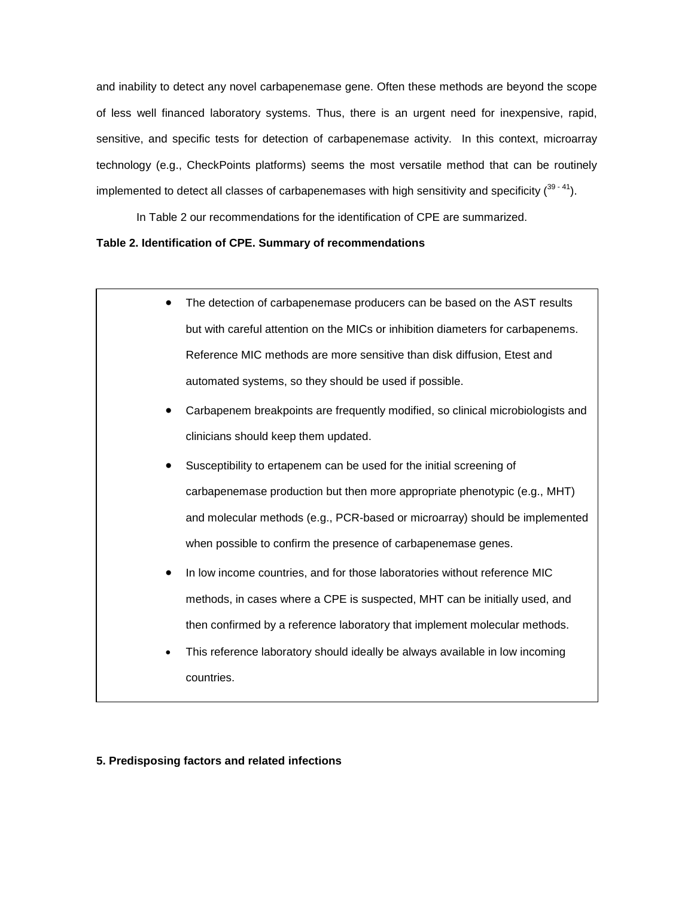and inability to detect any novel carbapenemase gene. Often these methods are beyond the scope of less well financed laboratory systems. Thus, there is an urgent need for inexpensive, rapid, sensitive, and specific tests for detection of carbapenemase activity. In this context, microarray technology (e.g., CheckPoints platforms) seems the most versatile method that can be routinely implemented to detect all classes of carbapenemases with high sensitivity and specificity ([39 - 41]).

In Table 2 our recommendations for the identification of CPE are summarized.

**Table 2. Identification of CPE. Summary of recommendations**

- The detection of carbapenemase producers can be based on the AST results but with careful attention on the MICs or inhibition diameters for carbapenems. Reference MIC methods are more sensitive than disk diffusion, Etest and automated systems, so they should be used if possible.
- Carbapenem breakpoints are frequently modified, so clinical microbiologists and clinicians should keep them updated.
- Susceptibility to ertapenem can be used for the initial screening of carbapenemase production but then more appropriate phenotypic (e.g., MHT) and molecular methods (e.g., PCR-based or microarray) should be implemented when possible to confirm the presence of carbapenemase genes.
- In low income countries, and for those laboratories without reference MIC methods, in cases where a CPE is suspected, MHT can be initially used, and then confirmed by a reference laboratory that implement molecular methods.
- This reference laboratory should ideally be always available in low incoming countries.

**5. Predisposing factors and related infections**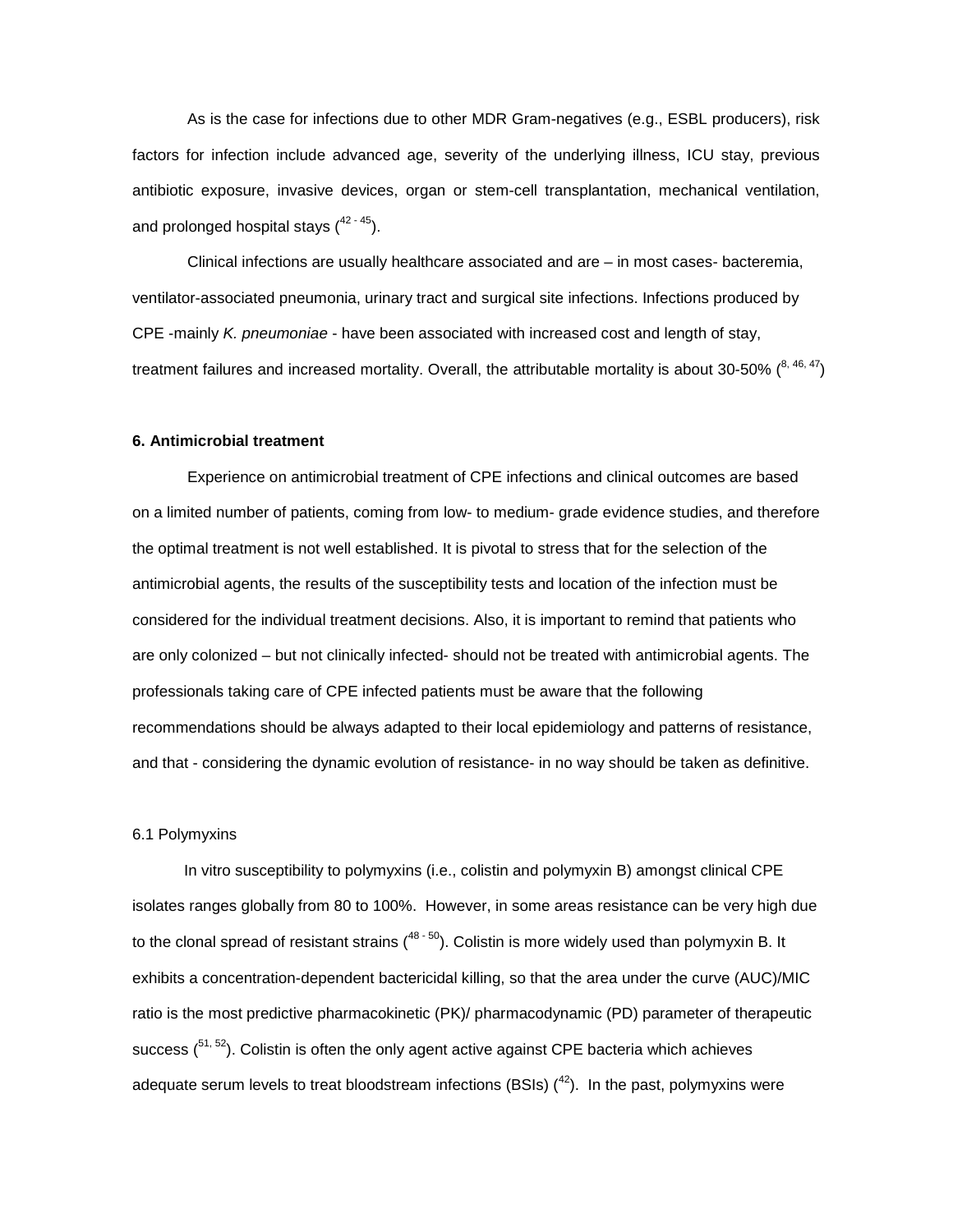As is the case for infections due to other MDR Gram-negatives (e.g., ESBL producers), risk factors for infection include advanced age, severity of the underlying illness, ICU stay, previous antibiotic exposure, invasive devices, organ or stem-cell transplantation, mechanical ventilation, and prolonged hospital stays ([42 - 45]).

Clinical infections are usually healthcare associated and are – in most cases- bacteremia, ventilator-associated pneumonia, urinary tract and surgical site infections. Infections produced by CPE -mainly *K. pneumoniae* - have been associated with increased cost and length of stay, treatment failures and increased mortality. Overall, the attributable mortality is about 30-50% ([8, 46, 47])

**6. Antimicrobial treatment**

Experience on antimicrobial treatment of CPE infections and clinical outcomes are based on a limited number of patients, coming from low- to medium- grade evidence studies, and therefore the optimal treatment is not well established. It is pivotal to stress that for the selection of the antimicrobial agents, the results of the susceptibility tests and location of the infection must be considered for the individual treatment decisions. Also, it is important to remind that patients who are only colonized – but not clinically infected- should not be treated with antimicrobial agents. The professionals taking care of CPE infected patients must be aware that the following recommendations should be always adapted to their local epidemiology and patterns of resistance, and that - considering the dynamic evolution of resistance- in no way should be taken as definitive.

6.1 Polymyxins

In vitro susceptibility to polymyxins (i.e., colistin and polymyxin B) amongst clinical CPE isolates ranges globally from 80 to 100%. However, in some areas resistance can be very high due to the clonal spread of resistant strains ([48 - 50]). Colistin is more widely used than polymyxin B. It exhibits a concentration-dependent bactericidal killing, so that the area under the curve (AUC)/MIC ratio is the most predictive pharmacokinetic (PK)/ pharmacodynamic (PD) parameter of therapeutic success ([51, 52]). Colistin is often the only agent active against CPE bacteria which achieves adequate serum levels to treat bloodstream infections (BSIs) ([42]). In the past, polymyxins were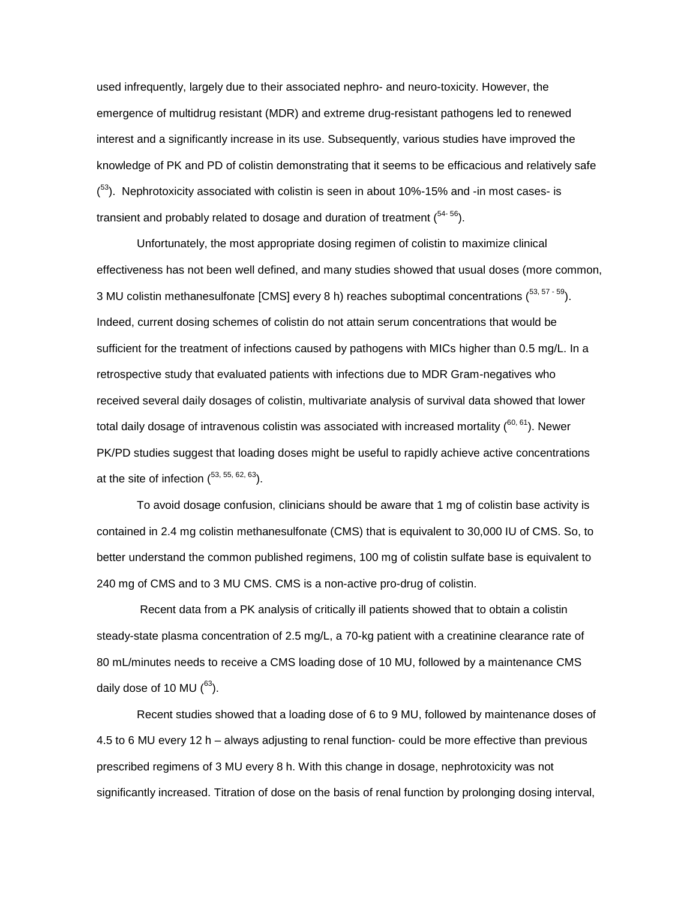used infrequently, largely due to their associated nephro- and neuro-toxicity. However, the emergence of multidrug resistant (MDR) and extreme drug-resistant pathogens led to renewed interest and a significantly increase in its use. Subsequently, various studies have improved the knowledge of PK and PD of colistin demonstrating that it seems to be efficacious and relatively safe ([53]). Nephrotoxicity associated with colistin is seen in about 10%-15% and -in most cases- is transient and probably related to dosage and duration of treatment ([54- 56]).

Unfortunately, the most appropriate dosing regimen of colistin to maximize clinical effectiveness has not been well defined, and many studies showed that usual doses (more common, 3 MU colistin methanesulfonate [CMS] every 8 h) reaches suboptimal concentrations ([53, 57 - 59]). Indeed, current dosing schemes of colistin do not attain serum concentrations that would be sufficient for the treatment of infections caused by pathogens with MICs higher than 0.5 mg/L. In a retrospective study that evaluated patients with infections due to MDR Gram-negatives who received several daily dosages of colistin, multivariate analysis of survival data showed that lower total daily dosage of intravenous colistin was associated with increased mortality ([60, 61]). Newer PK/PD studies suggest that loading doses might be useful to rapidly achieve active concentrations at the site of infection ([53, 55, 62, 63]).

To avoid dosage confusion, clinicians should be aware that 1 mg of colistin base activity is contained in 2.4 mg colistin methanesulfonate (CMS) that is equivalent to 30,000 IU of CMS. So, to better understand the common published regimens, 100 mg of colistin sulfate base is equivalent to 240 mg of CMS and to 3 MU CMS. CMS is a non-active pro-drug of colistin.

Recent data from a PK analysis of critically ill patients showed that to obtain a colistin steady-state plasma concentration of 2.5 mg/L, a 70-kg patient with a creatinine clearance rate of 80 mL/minutes needs to receive a CMS loading dose of 10 MU, followed by a maintenance CMS daily dose of 10 MU ([63]).

Recent studies showed that a loading dose of 6 to 9 MU, followed by maintenance doses of 4.5 to 6 MU every 12 h – always adjusting to renal function- could be more effective than previous prescribed regimens of 3 MU every 8 h. With this change in dosage, nephrotoxicity was not significantly increased. Titration of dose on the basis of renal function by prolonging dosing interval,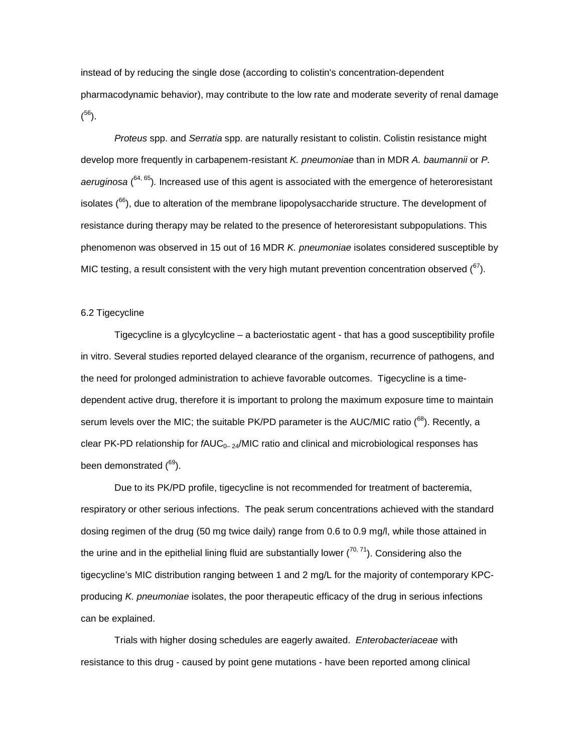instead of by reducing the single dose (according to colistin's concentration-dependent pharmacodynamic behavior), may contribute to the low rate and moderate severity of renal damage ([56]).

*Proteus* spp. and *Serratia* spp. are naturally resistant to colistin. Colistin resistance might develop more frequently in carbapenem-resistant *K. pneumoniae* than in MDR *A. baumannii* or *P. aeruginosa* ([64, 65]). Increased use of this agent is associated with the emergence of heteroresistant isolates ([66]), due to alteration of the membrane lipopolysaccharide structure. The development of resistance during therapy may be related to the presence of heteroresistant subpopulations. This phenomenon was observed in 15 out of 16 MDR *K. pneumoniae* isolates considered susceptible by MIC testing, a result consistent with the very high mutant prevention concentration observed ([67]).

### 6.2 Tigecycline

Tigecycline is a glycylcycline – a bacteriostatic agent - that has a good susceptibility profile in vitro. Several studies reported delayed clearance of the organism, recurrence of pathogens, and the need for prolonged administration to achieve favorable outcomes. Tigecycline is a time-dependent active drug, therefore it is important to prolong the maximum exposure time to maintain serum levels over the MIC; the suitable PK/PD parameter is the AUC/MIC ratio ([68]). Recently, a clear PK-PD relationship for $fAUC_{0-24}$/MIC ratio and clinical and microbiological responses has been demonstrated ([69]).

Due to its PK/PD profile, tigecycline is not recommended for treatment of bacteremia, respiratory or other serious infections. The peak serum concentrations achieved with the standard dosing regimen of the drug (50 mg twice daily) range from 0.6 to 0.9 mg/l, while those attained in the urine and in the epithelial lining fluid are substantially lower ([70, 71]). Considering also the tigecycline's MIC distribution ranging between 1 and 2 mg/L for the majority of contemporary KPC-producing *K. pneumoniae* isolates, the poor therapeutic efficacy of the drug in serious infections can be explained.

Trials with higher dosing schedules are eagerly awaited. *Enterobacteriaceae* with resistance to this drug - caused by point gene mutations - have been reported among clinical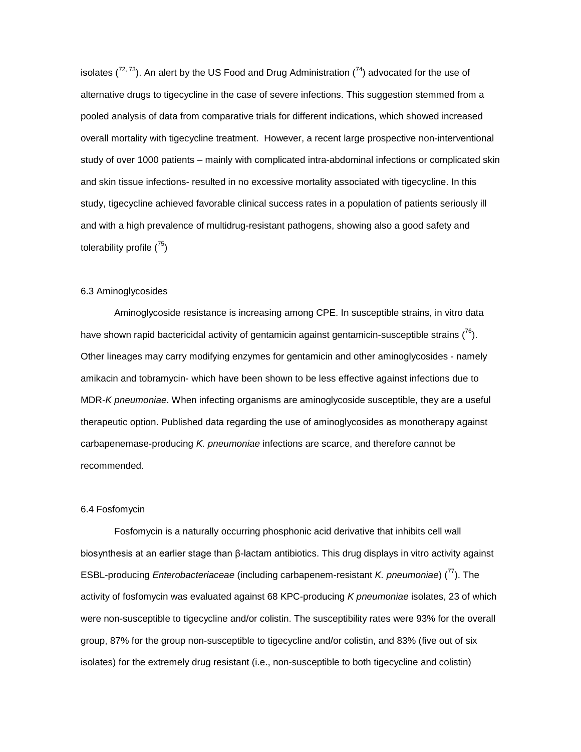isolates ([72, 73]). An alert by the US Food and Drug Administration ([74]) advocated for the use of alternative drugs to tigecycline in the case of severe infections. This suggestion stemmed from a pooled analysis of data from comparative trials for different indications, which showed increased overall mortality with tigecycline treatment. However, a recent large prospective non-interventional study of over 1000 patients – mainly with complicated intra-abdominal infections or complicated skin and skin tissue infections- resulted in no excessive mortality associated with tigecycline. In this study, tigecycline achieved favorable clinical success rates in a population of patients seriously ill and with a high prevalence of multidrug-resistant pathogens, showing also a good safety and tolerability profile ([75])

### 6.3 Aminoglycosides

Aminoglycoside resistance is increasing among CPE. In susceptible strains, in vitro data have shown rapid bactericidal activity of gentamicin against gentamicin-susceptible strains ([76]). Other lineages may carry modifying enzymes for gentamicin and other aminoglycosides - namely amikacin and tobramycin- which have been shown to be less effective against infections due to MDR-*K pneumoniae*. When infecting organisms are aminoglycoside susceptible, they are a useful therapeutic option. Published data regarding the use of aminoglycosides as monotherapy against carbapenemase-producing *K. pneumoniae* infections are scarce, and therefore cannot be recommended.

### 6.4 Fosfomycin

Fosfomycin is a naturally occurring phosphonic acid derivative that inhibits cell wall biosynthesis at an earlier stage than β-lactam antibiotics. This drug displays in vitro activity against ESBL-producing *Enterobacteriaceae* (including carbapenem-resistant *K. pneumoniae*) ([77]). The activity of fosfomycin was evaluated against 68 KPC-producing *K pneumoniae* isolates, 23 of which were non-susceptible to tigecycline and/or colistin. The susceptibility rates were 93% for the overall group, 87% for the group non-susceptible to tigecycline and/or colistin, and 83% (five out of six isolates) for the extremely drug resistant (i.e., non-susceptible to both tigecycline and colistin)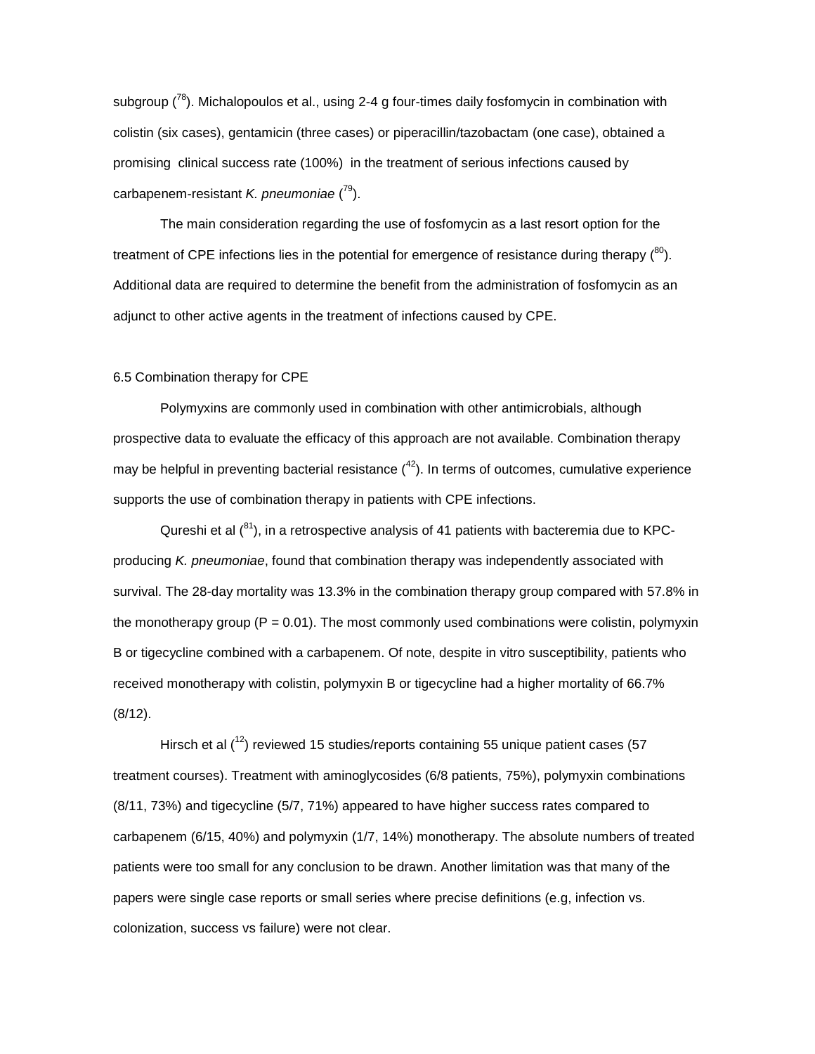subgroup ([78]). Michalopoulos et al., using 2-4 g four-times daily fosfomycin in combination with colistin (six cases), gentamicin (three cases) or piperacillin/tazobactam (one case), obtained a promising clinical success rate (100%) in the treatment of serious infections caused by carbapenem-resistant *K. pneumoniae* ([79]).

The main consideration regarding the use of fosfomycin as a last resort option for the treatment of CPE infections lies in the potential for emergence of resistance during therapy ([80]). Additional data are required to determine the benefit from the administration of fosfomycin as an adjunct to other active agents in the treatment of infections caused by CPE.

## 6.5 Combination therapy for CPE

Polymyxins are commonly used in combination with other antimicrobials, although prospective data to evaluate the efficacy of this approach are not available. Combination therapy may be helpful in preventing bacterial resistance ([42]). In terms of outcomes, cumulative experience supports the use of combination therapy in patients with CPE infections.

Qureshi et al ([81]), in a retrospective analysis of 41 patients with bacteremia due to KPC-producing *K. pneumoniae*, found that combination therapy was independently associated with survival. The 28-day mortality was 13.3% in the combination therapy group compared with 57.8% in the monotherapy group ($P = 0.01$). The most commonly used combinations were colistin, polymyxin B or tigecycline combined with a carbapenem. Of note, despite in vitro susceptibility, patients who received monotherapy with colistin, polymyxin B or tigecycline had a higher mortality of 66.7% (8/12).

Hirsch et al ([12]) reviewed 15 studies/reports containing 55 unique patient cases (57 treatment courses). Treatment with aminoglycosides (6/8 patients, 75%), polymyxin combinations (8/11, 73%) and tigecycline (5/7, 71%) appeared to have higher success rates compared to carbapenem (6/15, 40%) and polymyxin (1/7, 14%) monotherapy. The absolute numbers of treated patients were too small for any conclusion to be drawn. Another limitation was that many of the papers were single case reports or small series where precise definitions (e.g, infection vs. colonization, success vs failure) were not clear.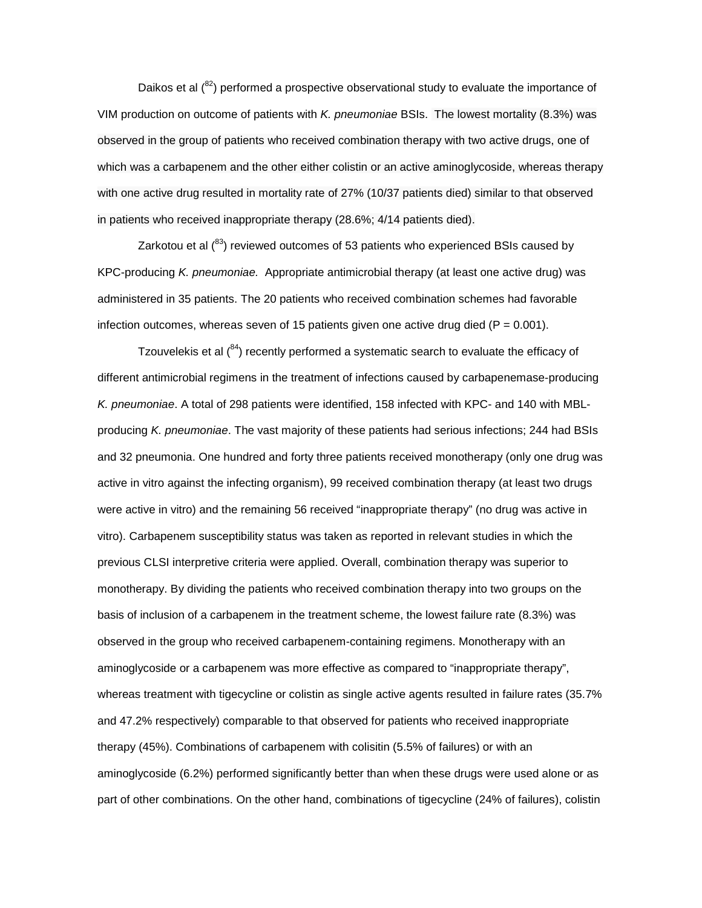Daikos et al ([82]) performed a prospective observational study to evaluate the importance of VIM production on outcome of patients with *K. pneumoniae* BSIs. The lowest mortality (8.3%) was observed in the group of patients who received combination therapy with two active drugs, one of which was a carbapenem and the other either colistin or an active aminoglycoside, whereas therapy with one active drug resulted in mortality rate of 27% (10/37 patients died) similar to that observed in patients who received inappropriate therapy (28.6%; 4/14 patients died).

Zarkotou et al ([83]) reviewed outcomes of 53 patients who experienced BSIs caused by KPC-producing *K. pneumoniae.* Appropriate antimicrobial therapy (at least one active drug) was administered in 35 patients. The 20 patients who received combination schemes had favorable infection outcomes, whereas seven of 15 patients given one active drug died (P = 0.001).

Tzouvelekis et al ([84]) recently performed a systematic search to evaluate the efficacy of different antimicrobial regimens in the treatment of infections caused by carbapenemase-producing *K. pneumoniae*. A total of 298 patients were identified, 158 infected with KPC- and 140 with MBL-producing *K. pneumoniae*. The vast majority of these patients had serious infections; 244 had BSIs and 32 pneumonia. One hundred and forty three patients received monotherapy (only one drug was active in vitro against the infecting organism), 99 received combination therapy (at least two drugs were active in vitro) and the remaining 56 received "inappropriate therapy" (no drug was active in vitro). Carbapenem susceptibility status was taken as reported in relevant studies in which the previous CLSI interpretive criteria were applied. Overall, combination therapy was superior to monotherapy. By dividing the patients who received combination therapy into two groups on the basis of inclusion of a carbapenem in the treatment scheme, the lowest failure rate (8.3%) was observed in the group who received carbapenem-containing regimens. Monotherapy with an aminoglycoside or a carbapenem was more effective as compared to "inappropriate therapy", whereas treatment with tigecycline or colistin as single active agents resulted in failure rates (35.7% and 47.2% respectively) comparable to that observed for patients who received inappropriate therapy (45%). Combinations of carbapenem with colisitin (5.5% of failures) or with an aminoglycoside (6.2%) performed significantly better than when these drugs were used alone or as part of other combinations. On the other hand, combinations of tigecycline (24% of failures), colistin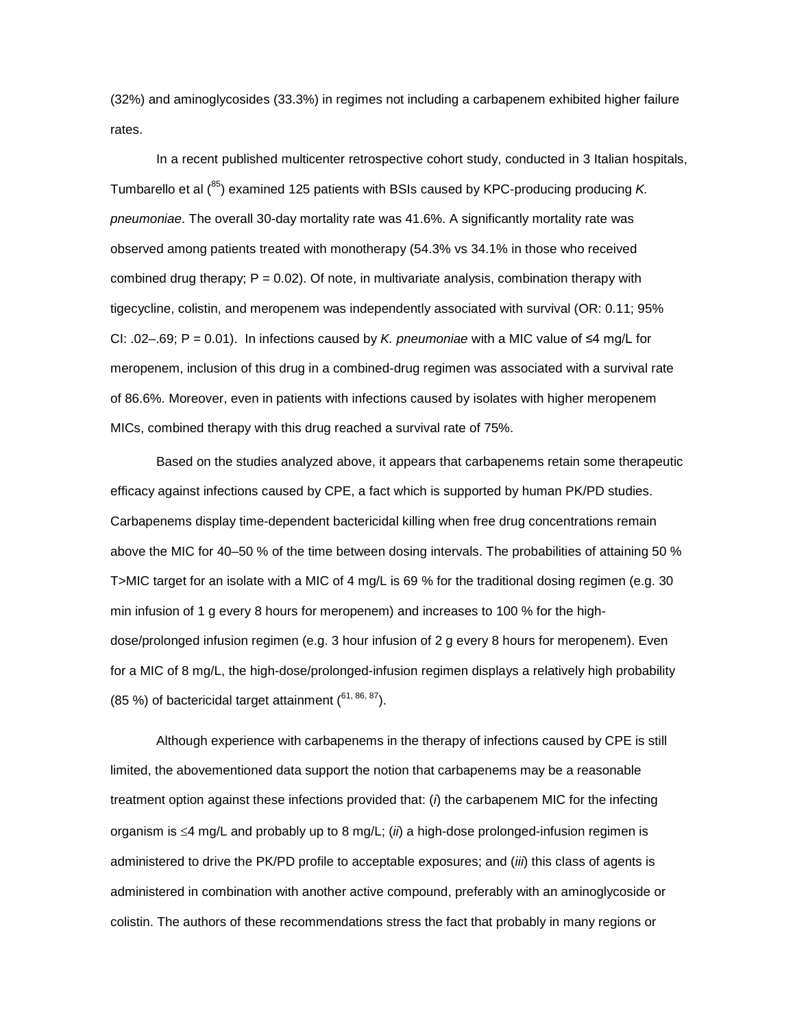(32%) and aminoglycosides (33.3%) in regimes not including a carbapenem exhibited higher failure rates.

In a recent published multicenter retrospective cohort study, conducted in 3 Italian hospitals, Tumbarello et al ([85]) examined 125 patients with BSIs caused by KPC-producing producing *K. pneumoniae*. The overall 30-day mortality rate was 41.6%. A significantly mortality rate was observed among patients treated with monotherapy (54.3% vs 34.1% in those who received combined drug therapy; P = 0.02). Of note, in multivariate analysis, combination therapy with tigecycline, colistin, and meropenem was independently associated with survival (OR: 0.11; 95% CI: .02–.69; P = 0.01). In infections caused by *K. pneumoniae* with a MIC value of ≤4 mg/L for meropenem, inclusion of this drug in a combined-drug regimen was associated with a survival rate of 86.6%. Moreover, even in patients with infections caused by isolates with higher meropenem MICs, combined therapy with this drug reached a survival rate of 75%.

Based on the studies analyzed above, it appears that carbapenems retain some therapeutic efficacy against infections caused by CPE, a fact which is supported by human PK/PD studies. Carbapenems display time-dependent bactericidal killing when free drug concentrations remain above the MIC for 40–50 % of the time between dosing intervals. The probabilities of attaining 50 % T>MIC target for an isolate with a MIC of 4 mg/L is 69 % for the traditional dosing regimen (e.g. 30 min infusion of 1 g every 8 hours for meropenem) and increases to 100 % for the high-dose/prolonged infusion regimen (e.g. 3 hour infusion of 2 g every 8 hours for meropenem). Even for a MIC of 8 mg/L, the high-dose/prolonged-infusion regimen displays a relatively high probability (85 %) of bactericidal target attainment ([61, 86, 87]).

Although experience with carbapenems in the therapy of infections caused by CPE is still limited, the abovementioned data support the notion that carbapenems may be a reasonable treatment option against these infections provided that: (*i*) the carbapenem MIC for the infecting organism is ≤4 mg/L and probably up to 8 mg/L; (*ii*) a high-dose prolonged-infusion regimen is administered to drive the PK/PD profile to acceptable exposures; and (*iii*) this class of agents is administered in combination with another active compound, preferably with an aminoglycoside or colistin. The authors of these recommendations stress the fact that probably in many regions or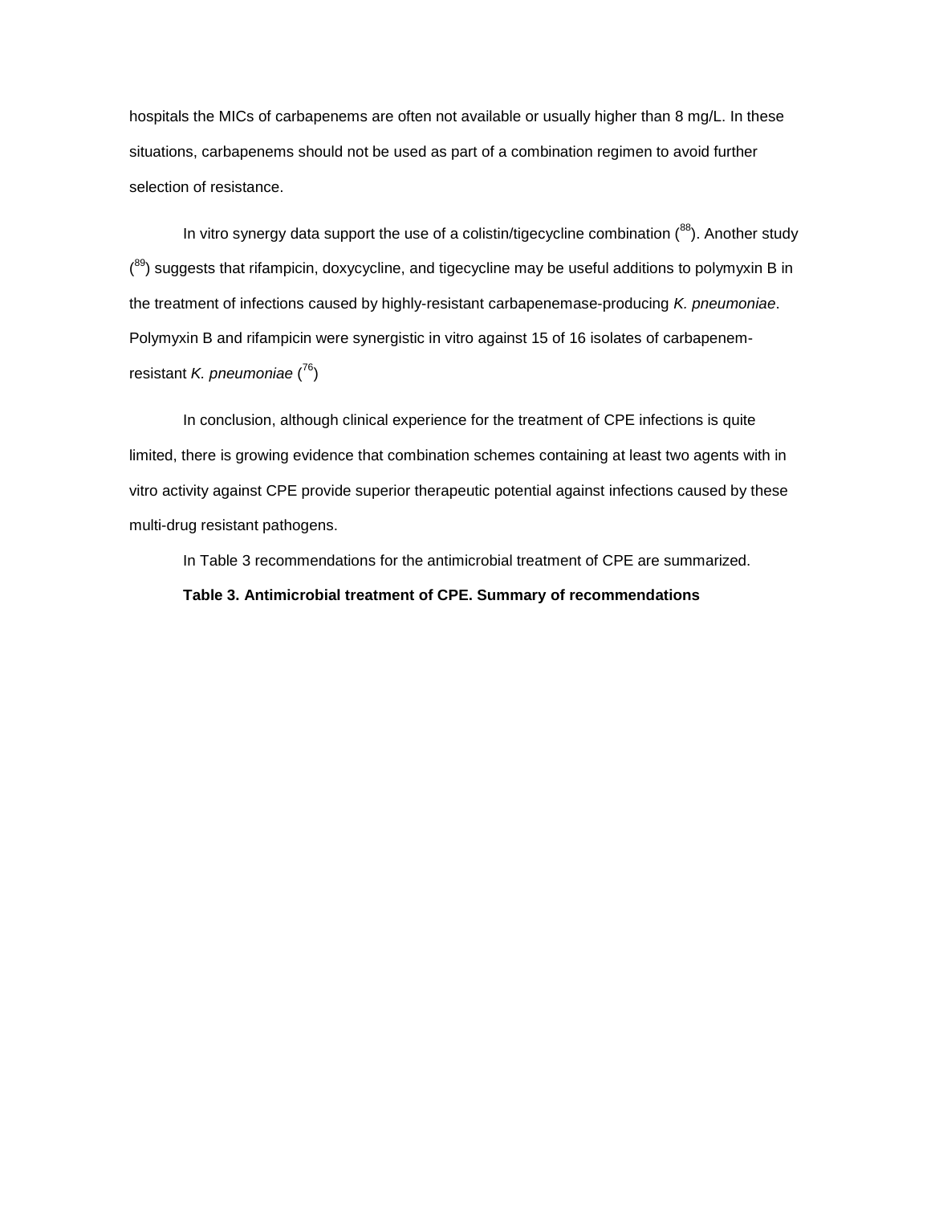hospitals the MICs of carbapenems are often not available or usually higher than 8 mg/L. In these situations, carbapenems should not be used as part of a combination regimen to avoid further selection of resistance.

In vitro synergy data support the use of a colistin/tigecycline combination ([88]). Another study ([89]) suggests that rifampicin, doxycycline, and tigecycline may be useful additions to polymyxin B in the treatment of infections caused by highly-resistant carbapenemase-producing *K. pneumoniae*. Polymyxin B and rifampicin were synergistic in vitro against 15 of 16 isolates of carbapenem-resistant *K. pneumoniae* ([76])

In conclusion, although clinical experience for the treatment of CPE infections is quite limited, there is growing evidence that combination schemes containing at least two agents with in vitro activity against CPE provide superior therapeutic potential against infections caused by these multi-drug resistant pathogens.

In Table 3 recommendations for the antimicrobial treatment of CPE are summarized.

**Table 3. Antimicrobial treatment of CPE. Summary of recommendations**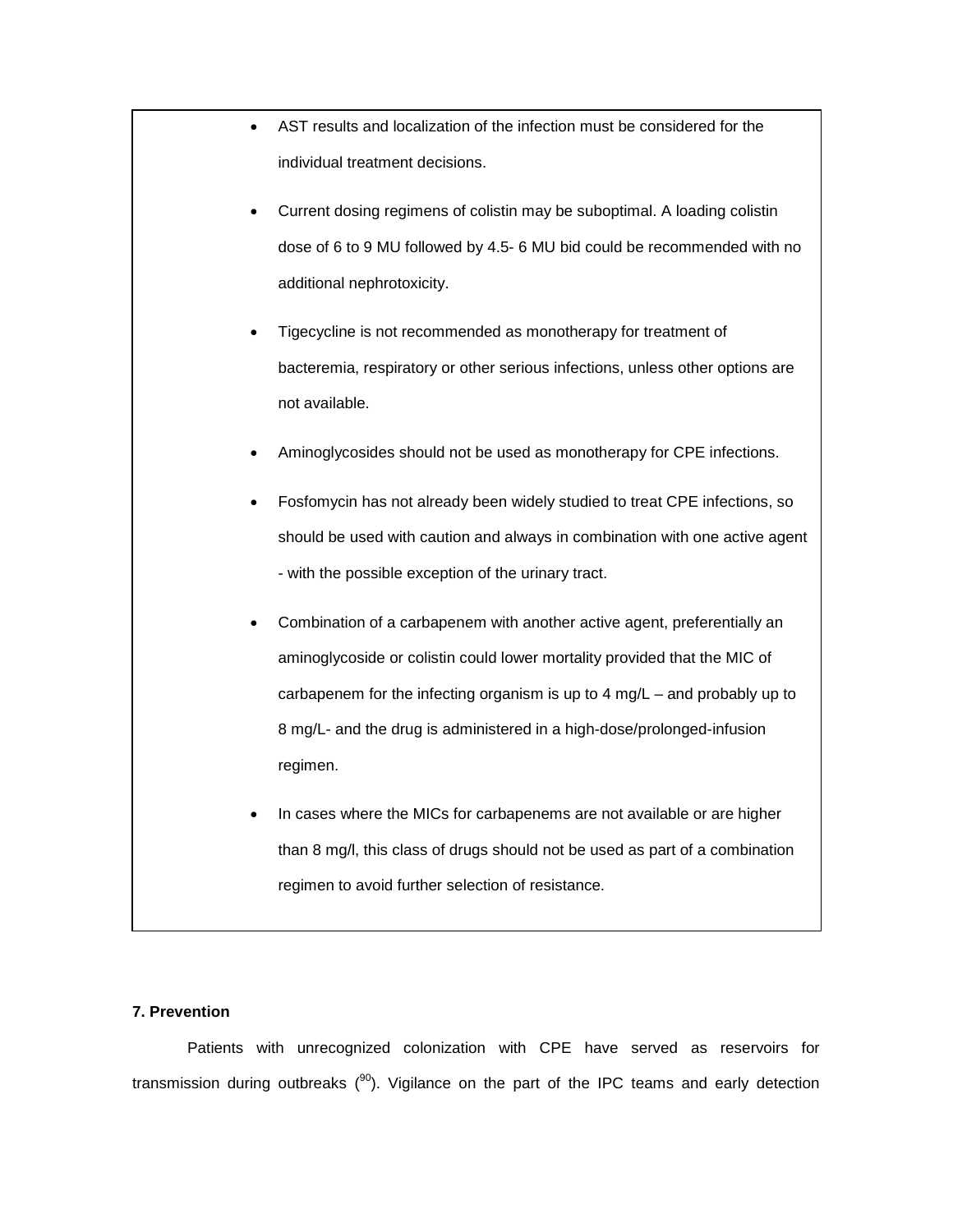- AST results and localization of the infection must be considered for the individual treatment decisions.
- Current dosing regimens of colistin may be suboptimal. A loading colistin dose of 6 to 9 MU followed by 4.5- 6 MU bid could be recommended with no additional nephrotoxicity.
- Tigecycline is not recommended as monotherapy for treatment of bacteremia, respiratory or other serious infections, unless other options are not available.
- Aminoglycosides should not be used as monotherapy for CPE infections.
- Fosfomycin has not already been widely studied to treat CPE infections, so should be used with caution and always in combination with one active agent - with the possible exception of the urinary tract.
- Combination of a carbapenem with another active agent, preferentially an aminoglycoside or colistin could lower mortality provided that the MIC of carbapenem for the infecting organism is up to 4 mg/L – and probably up to 8 mg/L- and the drug is administered in a high-dose/prolonged-infusion regimen.
- In cases where the MICs for carbapenems are not available or are higher than 8 mg/l, this class of drugs should not be used as part of a combination regimen to avoid further selection of resistance.

**7. Prevention**

Patients with unrecognized colonization with CPE have served as reservoirs for transmission during outbreaks ([90]). Vigilance on the part of the IPC teams and early detection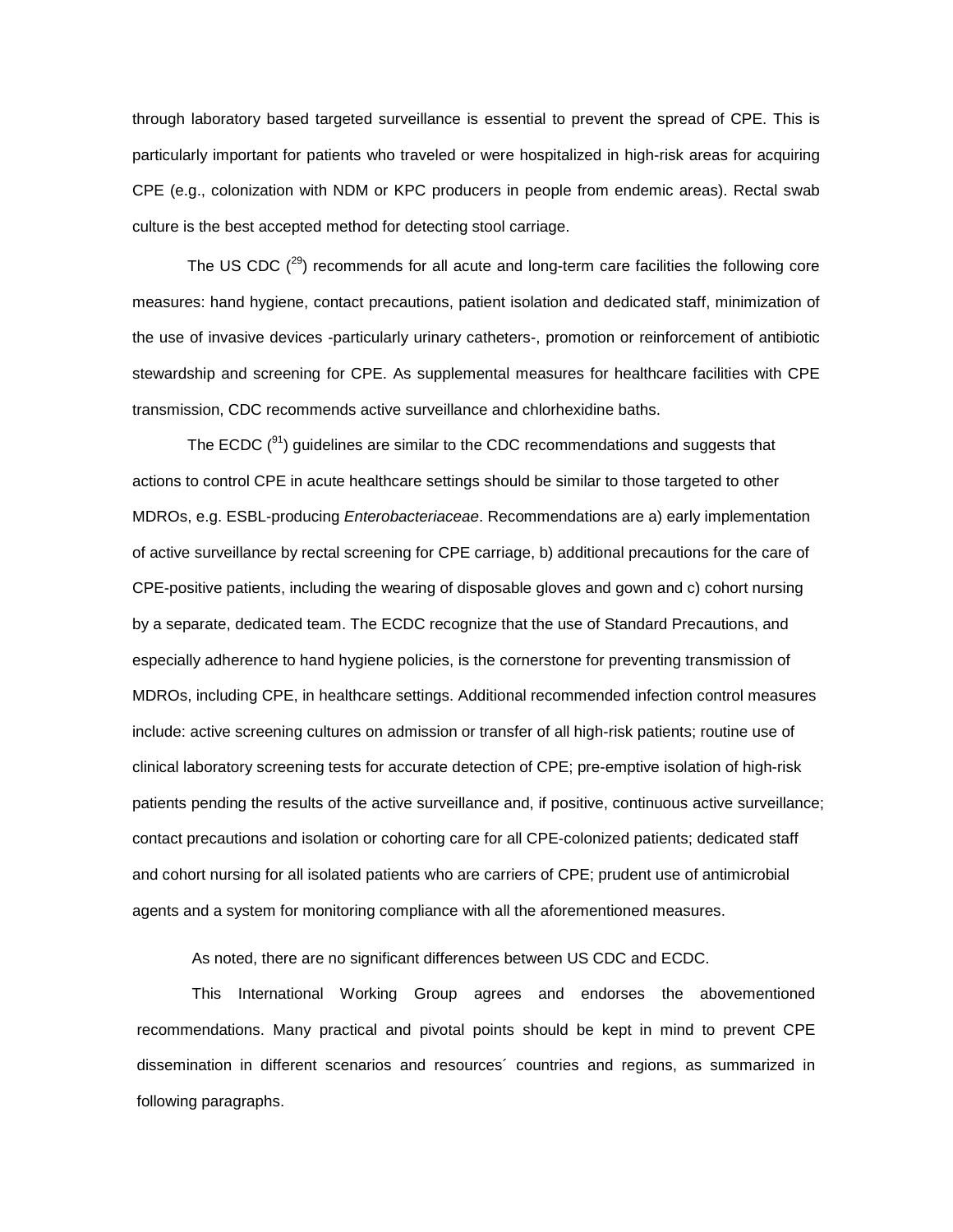through laboratory based targeted surveillance is essential to prevent the spread of CPE. This is particularly important for patients who traveled or were hospitalized in high-risk areas for acquiring CPE (e.g., colonization with NDM or KPC producers in people from endemic areas). Rectal swab culture is the best accepted method for detecting stool carriage.

The US CDC ([29]) recommends for all acute and long-term care facilities the following core measures: hand hygiene, contact precautions, patient isolation and dedicated staff, minimization of the use of invasive devices -particularly urinary catheters-, promotion or reinforcement of antibiotic stewardship and screening for CPE. As supplemental measures for healthcare facilities with CPE transmission, CDC recommends active surveillance and chlorhexidine baths.

The ECDC ([91]) guidelines are similar to the CDC recommendations and suggests that actions to control CPE in acute healthcare settings should be similar to those targeted to other MDROs, e.g. ESBL-producing *Enterobacteriaceae*. Recommendations are a) early implementation of active surveillance by rectal screening for CPE carriage, b) additional precautions for the care of CPE-positive patients, including the wearing of disposable gloves and gown and c) cohort nursing by a separate, dedicated team. The ECDC recognize that the use of Standard Precautions, and especially adherence to hand hygiene policies, is the cornerstone for preventing transmission of MDROs, including CPE, in healthcare settings. Additional recommended infection control measures include: active screening cultures on admission or transfer of all high-risk patients; routine use of clinical laboratory screening tests for accurate detection of CPE; pre-emptive isolation of high-risk patients pending the results of the active surveillance and, if positive, continuous active surveillance; contact precautions and isolation or cohorting care for all CPE-colonized patients; dedicated staff and cohort nursing for all isolated patients who are carriers of CPE; prudent use of antimicrobial agents and a system for monitoring compliance with all the aforementioned measures.

As noted, there are no significant differences between US CDC and ECDC.

This International Working Group agrees and endorses the abovementioned recommendations. Many practical and pivotal points should be kept in mind to prevent CPE dissemination in different scenarios and resources´ countries and regions, as summarized in following paragraphs.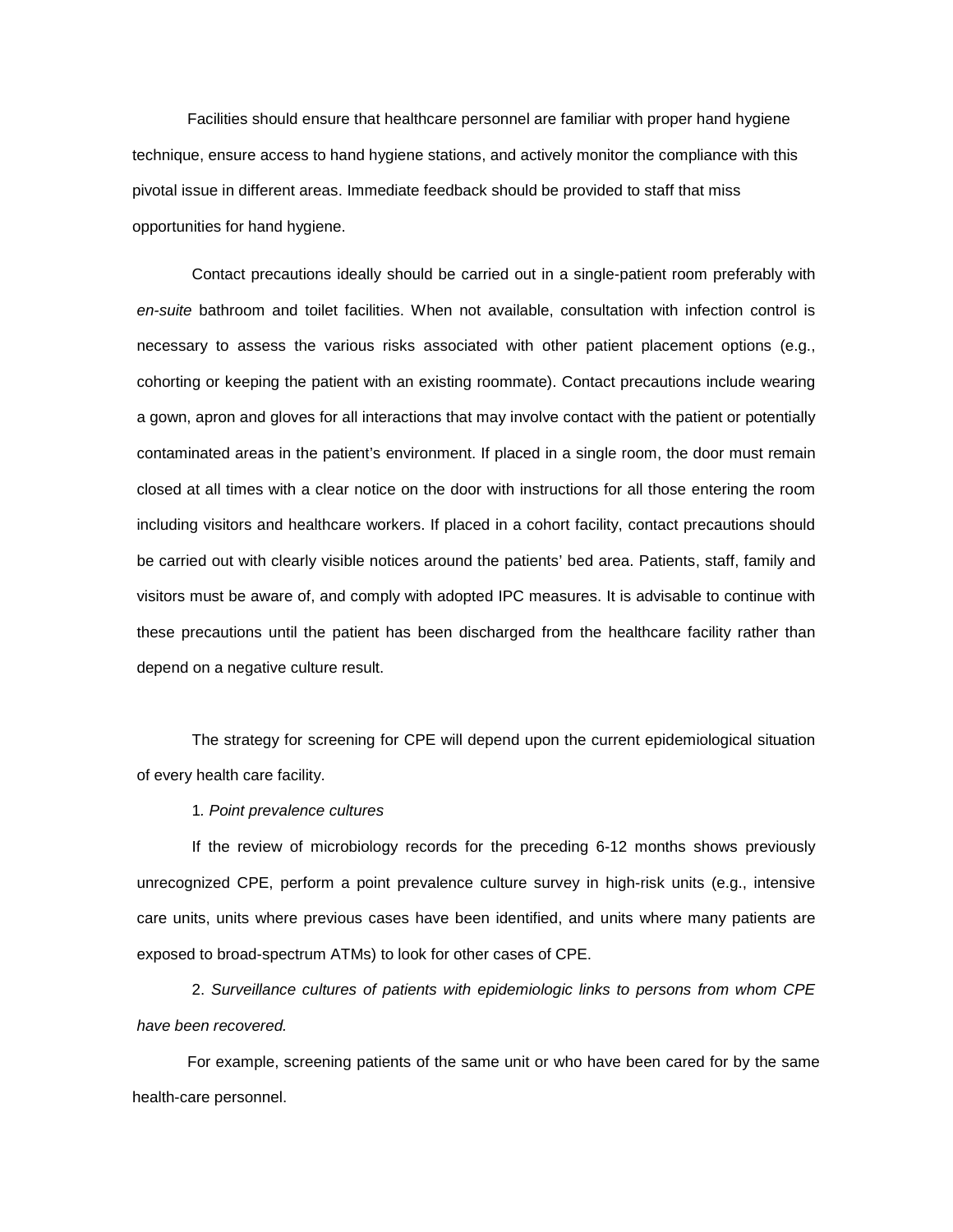Facilities should ensure that healthcare personnel are familiar with proper hand hygiene technique, ensure access to hand hygiene stations, and actively monitor the compliance with this pivotal issue in different areas. Immediate feedback should be provided to staff that miss opportunities for hand hygiene.

Contact precautions ideally should be carried out in a single-patient room preferably with *en-suite* bathroom and toilet facilities. When not available, consultation with infection control is necessary to assess the various risks associated with other patient placement options (e.g., cohorting or keeping the patient with an existing roommate). Contact precautions include wearing a gown, apron and gloves for all interactions that may involve contact with the patient or potentially contaminated areas in the patient's environment. If placed in a single room, the door must remain closed at all times with a clear notice on the door with instructions for all those entering the room including visitors and healthcare workers. If placed in a cohort facility, contact precautions should be carried out with clearly visible notices around the patients' bed area. Patients, staff, family and visitors must be aware of, and comply with adopted IPC measures. It is advisable to continue with these precautions until the patient has been discharged from the healthcare facility rather than depend on a negative culture result.

The strategy for screening for CPE will depend upon the current epidemiological situation of every health care facility.

1*. Point prevalence cultures*

If the review of microbiology records for the preceding 6-12 months shows previously unrecognized CPE, perform a point prevalence culture survey in high-risk units (e.g., intensive care units, units where previous cases have been identified, and units where many patients are exposed to broad-spectrum ATMs) to look for other cases of CPE.

2. *Surveillance cultures of patients with epidemiologic links to persons from whom CPE have been recovered.*

For example, screening patients of the same unit or who have been cared for by the same health-care personnel.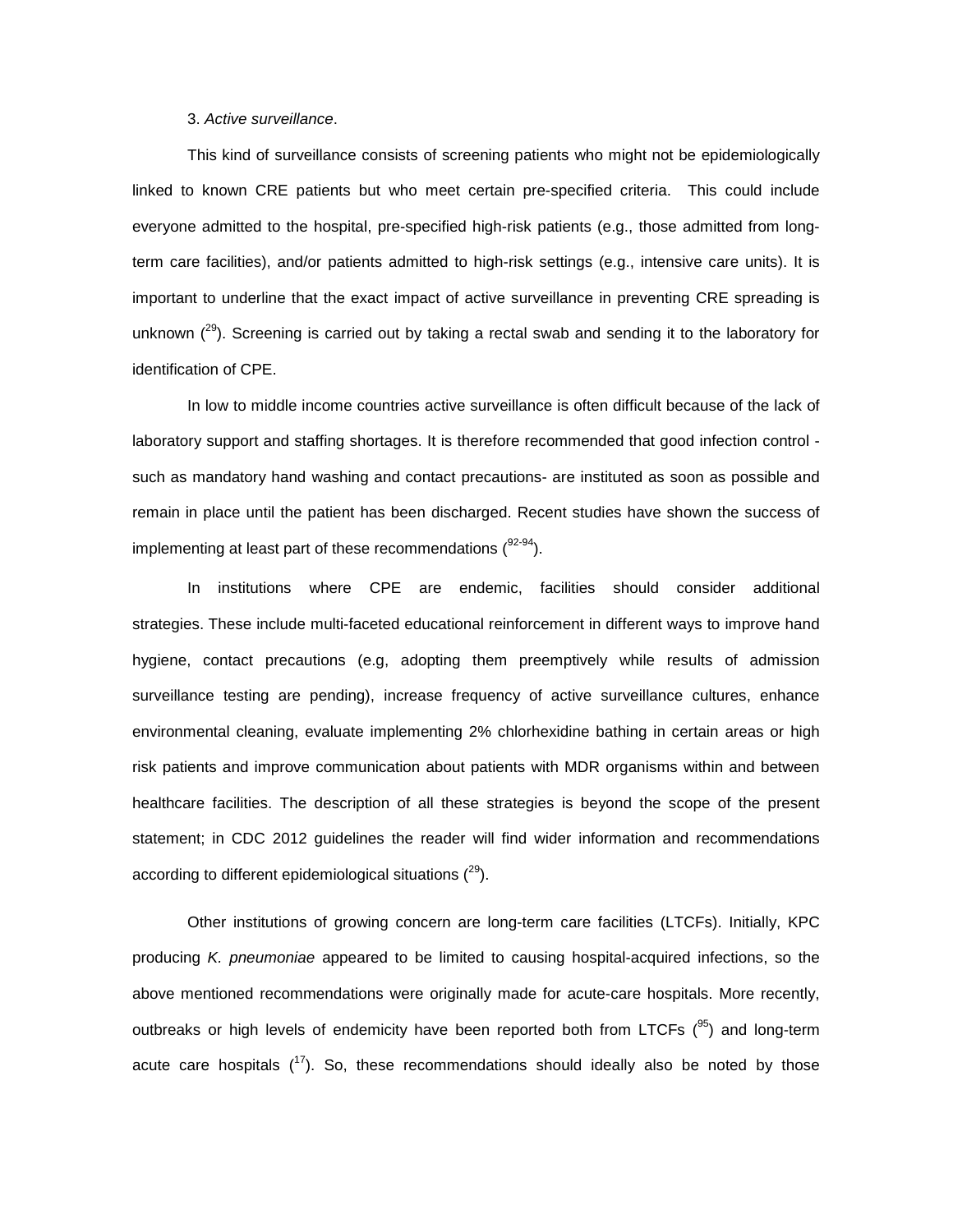3. *Active surveillance*.

This kind of surveillance consists of screening patients who might not be epidemiologically linked to known CRE patients but who meet certain pre-specified criteria. This could include everyone admitted to the hospital, pre-specified high-risk patients (e.g., those admitted from long-term care facilities), and/or patients admitted to high-risk settings (e.g., intensive care units). It is important to underline that the exact impact of active surveillance in preventing CRE spreading is unknown ([29]). Screening is carried out by taking a rectal swab and sending it to the laboratory for identification of CPE.

In low to middle income countries active surveillance is often difficult because of the lack of laboratory support and staffing shortages. It is therefore recommended that good infection control - such as mandatory hand washing and contact precautions- are instituted as soon as possible and remain in place until the patient has been discharged. Recent studies have shown the success of implementing at least part of these recommendations ([92-94]).

In institutions where CPE are endemic, facilities should consider additional strategies. These include multi-faceted educational reinforcement in different ways to improve hand hygiene, contact precautions (e.g, adopting them preemptively while results of admission surveillance testing are pending), increase frequency of active surveillance cultures, enhance environmental cleaning, evaluate implementing 2% chlorhexidine bathing in certain areas or high risk patients and improve communication about patients with MDR organisms within and between healthcare facilities. The description of all these strategies is beyond the scope of the present statement; in CDC 2012 guidelines the reader will find wider information and recommendations according to different epidemiological situations ([29]).

Other institutions of growing concern are long-term care facilities (LTCFs). Initially, KPC producing *K. pneumoniae* appeared to be limited to causing hospital-acquired infections, so the above mentioned recommendations were originally made for acute-care hospitals. More recently, outbreaks or high levels of endemicity have been reported both from LTCFs ([95]) and long-term acute care hospitals ([17]). So, these recommendations should ideally also be noted by those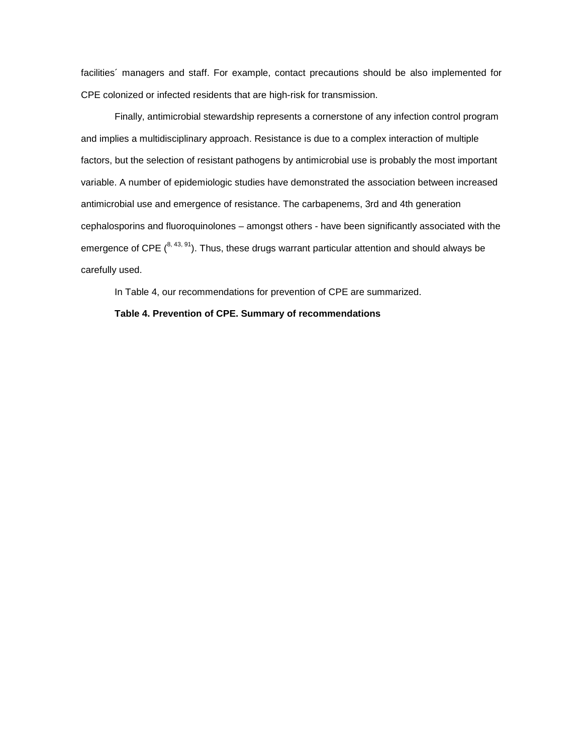facilities´ managers and staff. For example, contact precautions should be also implemented for CPE colonized or infected residents that are high-risk for transmission.

Finally, antimicrobial stewardship represents a cornerstone of any infection control program and implies a multidisciplinary approach. Resistance is due to a complex interaction of multiple factors, but the selection of resistant pathogens by antimicrobial use is probably the most important variable. A number of epidemiologic studies have demonstrated the association between increased antimicrobial use and emergence of resistance. The carbapenems, 3rd and 4th generation cephalosporins and fluoroquinolones – amongst others - have been significantly associated with the emergence of CPE ([8, 43, 91]). Thus, these drugs warrant particular attention and should always be carefully used.

In Table 4, our recommendations for prevention of CPE are summarized.

**Table 4. Prevention of CPE. Summary of recommendations**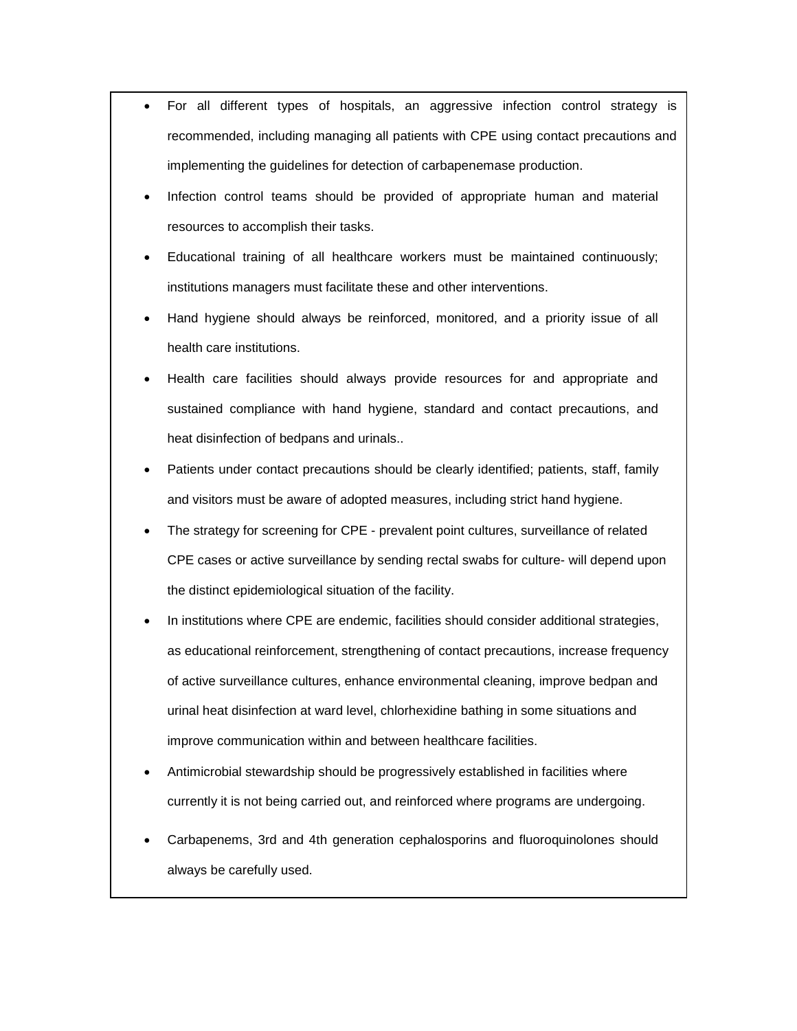- For all different types of hospitals, an aggressive infection control strategy is recommended, including managing all patients with CPE using contact precautions and implementing the guidelines for detection of carbapenemase production.
- Infection control teams should be provided of appropriate human and material resources to accomplish their tasks.
- Educational training of all healthcare workers must be maintained continuously; institutions managers must facilitate these and other interventions.
- Hand hygiene should always be reinforced, monitored, and a priority issue of all health care institutions.
- Health care facilities should always provide resources for and appropriate and sustained compliance with hand hygiene, standard and contact precautions, and heat disinfection of bedpans and urinals..
- Patients under contact precautions should be clearly identified; patients, staff, family and visitors must be aware of adopted measures, including strict hand hygiene.
- The strategy for screening for CPE - prevalent point cultures, surveillance of related CPE cases or active surveillance by sending rectal swabs for culture- will depend upon the distinct epidemiological situation of the facility.
- In institutions where CPE are endemic, facilities should consider additional strategies, as educational reinforcement, strengthening of contact precautions, increase frequency of active surveillance cultures, enhance environmental cleaning, improve bedpan and urinal heat disinfection at ward level, chlorhexidine bathing in some situations and improve communication within and between healthcare facilities.
- Antimicrobial stewardship should be progressively established in facilities where currently it is not being carried out, and reinforced where programs are undergoing.
- Carbapenems, 3rd and 4th generation cephalosporins and fluoroquinolones should always be carefully used.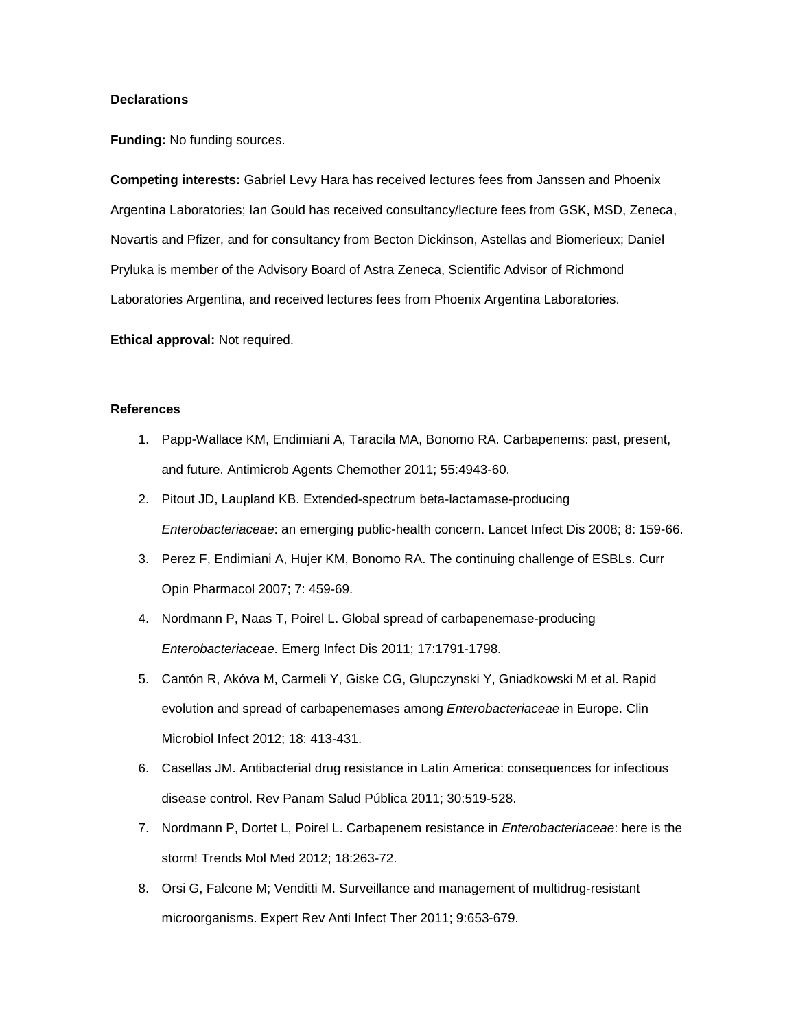**Declarations**

**Funding:** No funding sources.

**Competing interests:** Gabriel Levy Hara has received lectures fees from Janssen and Phoenix Argentina Laboratories; Ian Gould has received consultancy/lecture fees from GSK, MSD, Zeneca, Novartis and Pfizer, and for consultancy from Becton Dickinson, Astellas and Biomerieux; Daniel Pryluka is member of the Advisory Board of Astra Zeneca, Scientific Advisor of Richmond Laboratories Argentina, and received lectures fees from Phoenix Argentina Laboratories.

**Ethical approval:** Not required.

**References**

1. Papp-Wallace KM, Endimiani A, Taracila MA, Bonomo RA. Carbapenems: past, present, and future. Antimicrob Agents Chemother 2011; 55:4943-60.
2. Pitout JD, Laupland KB. Extended-spectrum beta-lactamase-producing *Enterobacteriaceae*: an emerging public-health concern. Lancet Infect Dis 2008; 8: 159-66.
3. Perez F, Endimiani A, Hujer KM, Bonomo RA. The continuing challenge of ESBLs. Curr Opin Pharmacol 2007; 7: 459-69.
4. Nordmann P, Naas T, Poirel L. Global spread of carbapenemase-producing *Enterobacteriaceae*. Emerg Infect Dis 2011; 17:1791-1798.
5. Cantón R, Akóva M, Carmeli Y, Giske CG, Glupczynski Y, Gniadkowski M et al. Rapid evolution and spread of carbapenemases among *Enterobacteriaceae* in Europe. Clin Microbiol Infect 2012; 18: 413-431.
6. Casellas JM. Antibacterial drug resistance in Latin America: consequences for infectious disease control. Rev Panam Salud Pública 2011; 30:519-528.
7. Nordmann P, Dortet L, Poirel L. Carbapenem resistance in *Enterobacteriaceae*: here is the storm! Trends Mol Med 2012; 18:263-72.
8. Orsi G, Falcone M; Venditti M. Surveillance and management of multidrug-resistant microorganisms. Expert Rev Anti Infect Ther 2011; 9:653-679.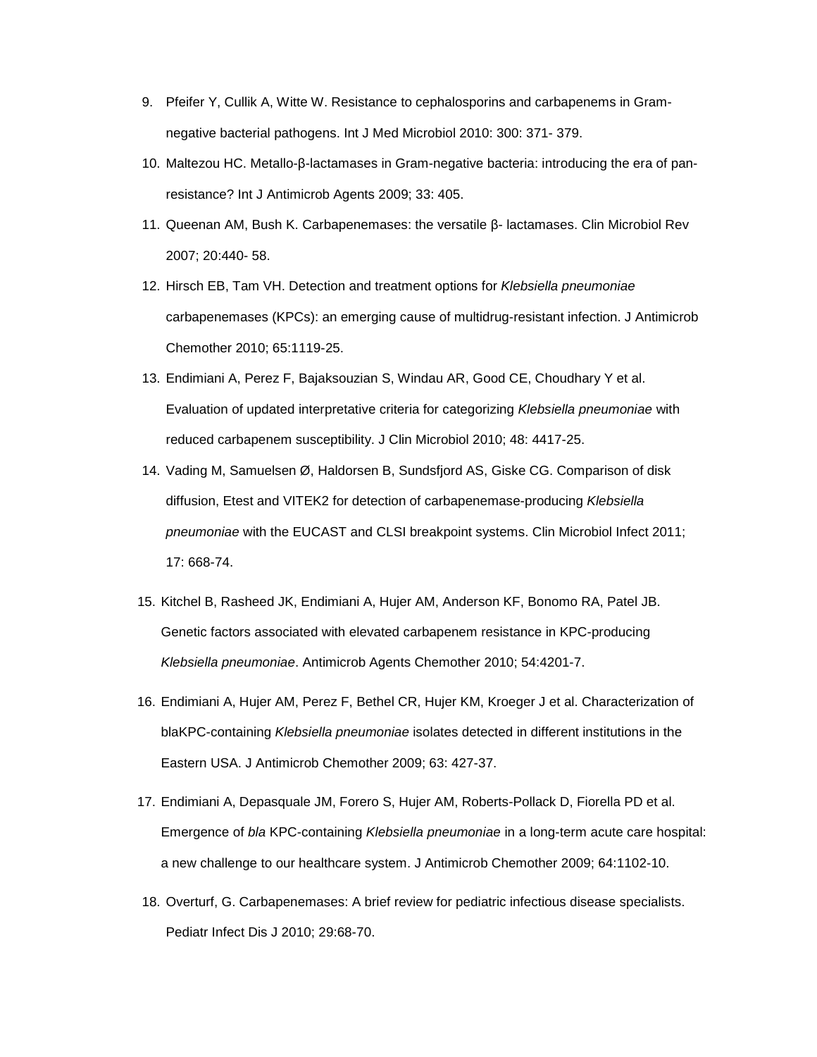9. Pfeifer Y, Cullik A, Witte W. Resistance to cephalosporins and carbapenems in Gram-negative bacterial pathogens. Int J Med Microbiol 2010: 300: 371- 379.
10. Maltezou HC. Metallo-β-lactamases in Gram-negative bacteria: introducing the era of pan-resistance? Int J Antimicrob Agents 2009; 33: 405.
11. Queenan AM, Bush K. Carbapenemases: the versatile β- lactamases. Clin Microbiol Rev 2007; 20:440- 58.
12. Hirsch EB, Tam VH. Detection and treatment options for *Klebsiella pneumoniae* carbapenemases (KPCs): an emerging cause of multidrug-resistant infection. J Antimicrob Chemother 2010; 65:1119-25.
13. Endimiani A, Perez F, Bajaksouzian S, Windau AR, Good CE, Choudhary Y et al. Evaluation of updated interpretative criteria for categorizing *Klebsiella pneumoniae* with reduced carbapenem susceptibility. J Clin Microbiol 2010; 48: 4417-25.
14. Vading M, Samuelsen Ø, Haldorsen B, Sundsfjord AS, Giske CG. Comparison of disk diffusion, Etest and VITEK2 for detection of carbapenemase-producing *Klebsiella pneumoniae* with the EUCAST and CLSI breakpoint systems. Clin Microbiol Infect 2011; 17: 668-74.
15. Kitchel B, Rasheed JK, Endimiani A, Hujer AM, Anderson KF, Bonomo RA, Patel JB. Genetic factors associated with elevated carbapenem resistance in KPC-producing *Klebsiella pneumoniae*. Antimicrob Agents Chemother 2010; 54:4201-7.
16. Endimiani A, Hujer AM, Perez F, Bethel CR, Hujer KM, Kroeger J et al. Characterization of blaKPC-containing *Klebsiella pneumoniae* isolates detected in different institutions in the Eastern USA. J Antimicrob Chemother 2009; 63: 427-37.
17. Endimiani A, Depasquale JM, Forero S, Hujer AM, Roberts-Pollack D, Fiorella PD et al. Emergence of *bla* KPC-containing *Klebsiella pneumoniae* in a long-term acute care hospital: a new challenge to our healthcare system. J Antimicrob Chemother 2009; 64:1102-10.
18. Overturf, G. Carbapenemases: A brief review for pediatric infectious disease specialists. Pediatr Infect Dis J 2010; 29:68-70.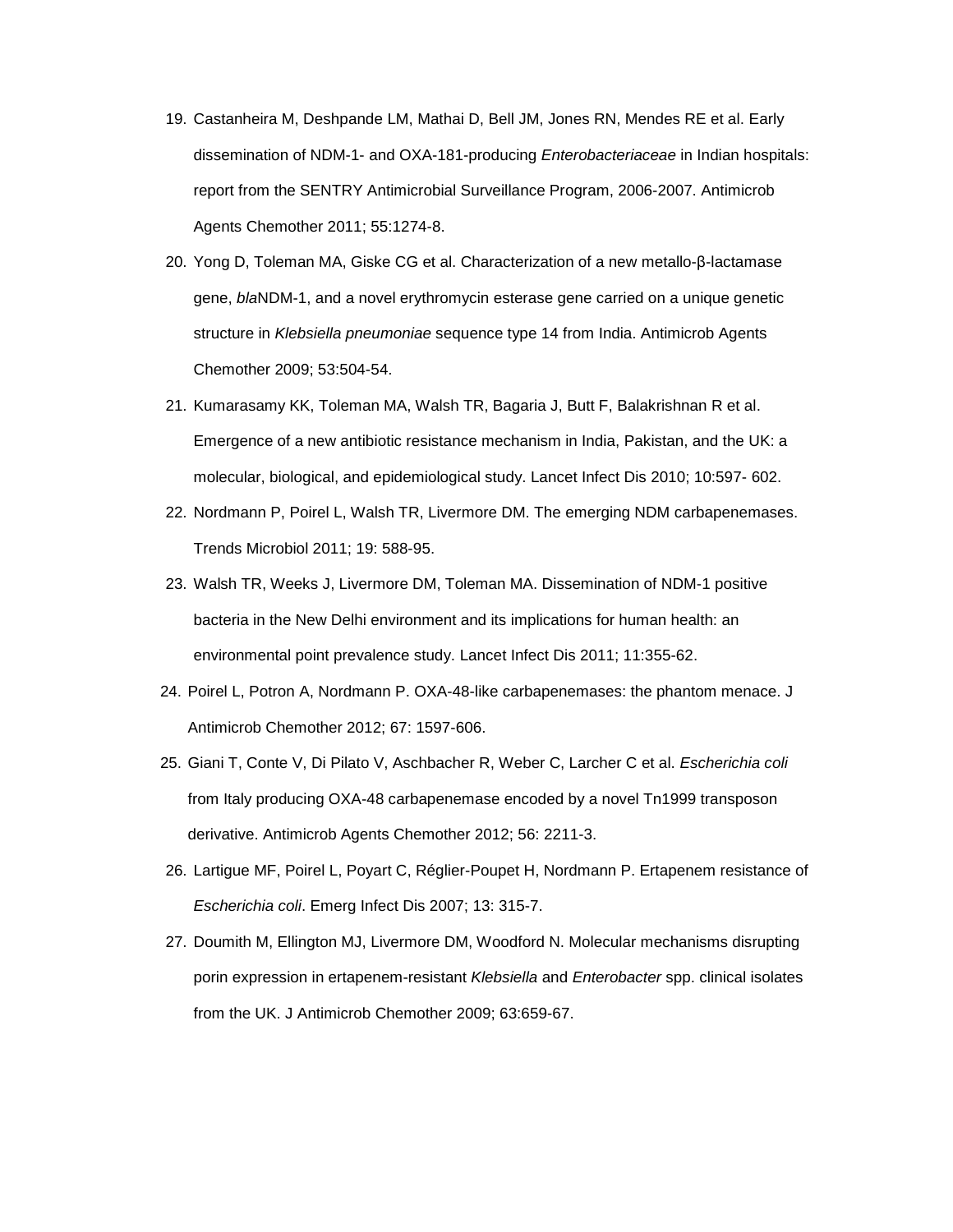19. Castanheira M, Deshpande LM, Mathai D, Bell JM, Jones RN, Mendes RE et al. Early dissemination of NDM-1- and OXA-181-producing *Enterobacteriaceae* in Indian hospitals: report from the SENTRY Antimicrobial Surveillance Program, 2006-2007. Antimicrob Agents Chemother 2011; 55:1274-8.
20. Yong D, Toleman MA, Giske CG et al. Characterization of a new metallo-β-lactamase gene, *bla*NDM-1, and a novel erythromycin esterase gene carried on a unique genetic structure in *Klebsiella pneumoniae* sequence type 14 from India. Antimicrob Agents Chemother 2009; 53:504-54.
21. Kumarasamy KK, Toleman MA, Walsh TR, Bagaria J, Butt F, Balakrishnan R et al. Emergence of a new antibiotic resistance mechanism in India, Pakistan, and the UK: a molecular, biological, and epidemiological study. Lancet Infect Dis 2010; 10:597- 602.
22. Nordmann P, Poirel L, Walsh TR, Livermore DM. The emerging NDM carbapenemases. Trends Microbiol 2011; 19: 588-95.
23. Walsh TR, Weeks J, Livermore DM, Toleman MA. Dissemination of NDM-1 positive bacteria in the New Delhi environment and its implications for human health: an environmental point prevalence study. Lancet Infect Dis 2011; 11:355-62.
24. Poirel L, Potron A, Nordmann P. OXA-48-like carbapenemases: the phantom menace. J Antimicrob Chemother 2012; 67: 1597-606.
25. Giani T, Conte V, Di Pilato V, Aschbacher R, Weber C, Larcher C et al. *Escherichia coli* from Italy producing OXA-48 carbapenemase encoded by a novel Tn1999 transposon derivative. Antimicrob Agents Chemother 2012; 56: 2211-3.
26. Lartigue MF, Poirel L, Poyart C, Réglier-Poupet H, Nordmann P. Ertapenem resistance of *Escherichia coli*. Emerg Infect Dis 2007; 13: 315-7.
27. Doumith M, Ellington MJ, Livermore DM, Woodford N. Molecular mechanisms disrupting porin expression in ertapenem-resistant *Klebsiella* and *Enterobacter* spp. clinical isolates from the UK. J Antimicrob Chemother 2009; 63:659-67.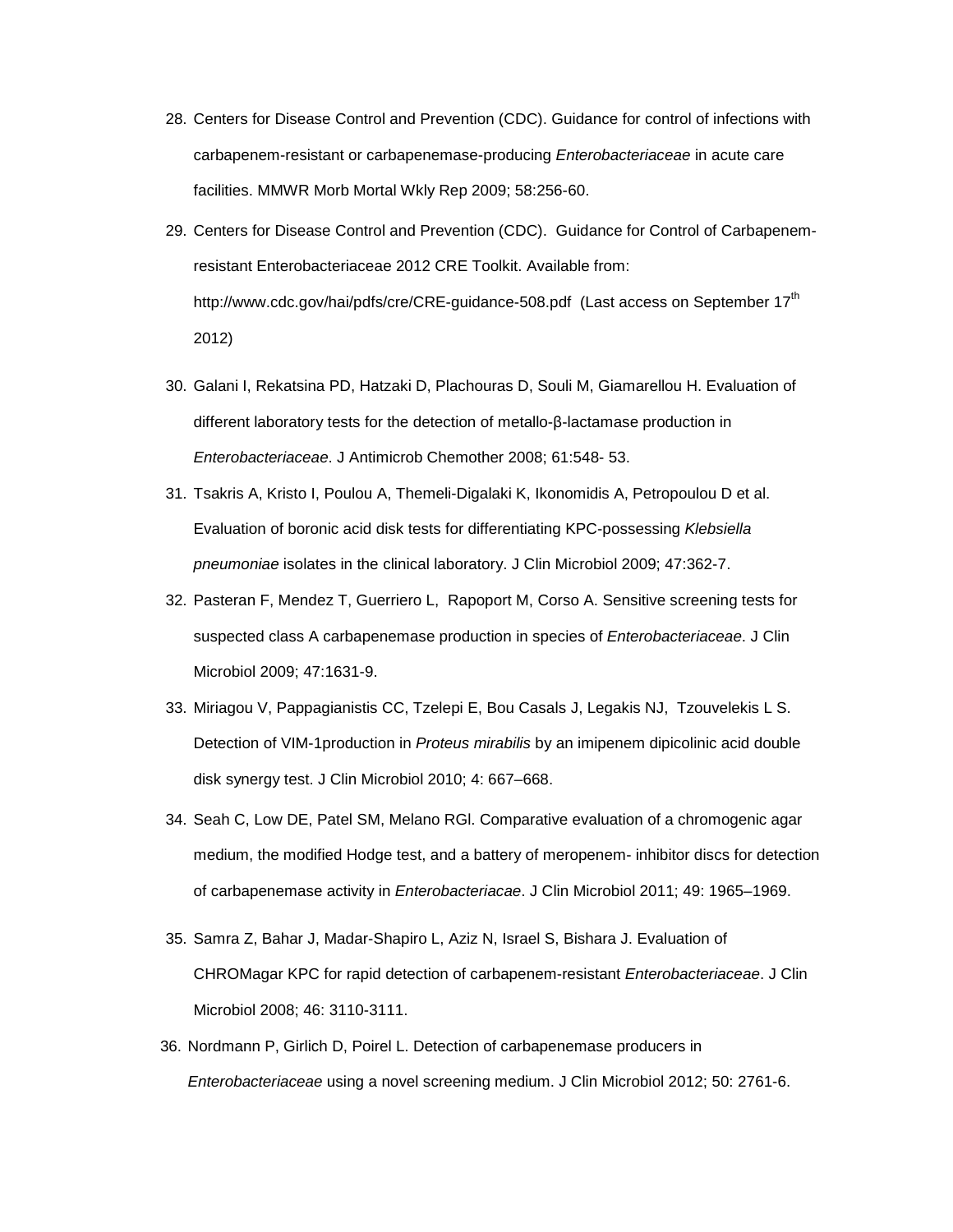28. Centers for Disease Control and Prevention (CDC). Guidance for control of infections with carbapenem-resistant or carbapenemase-producing *Enterobacteriaceae* in acute care facilities. MMWR Morb Mortal Wkly Rep 2009; 58:256-60.

29. Centers for Disease Control and Prevention (CDC). Guidance for Control of Carbapenem-resistant Enterobacteriaceae 2012 CRE Toolkit. Available from: http://www.cdc.gov/hai/pdfs/cre/CRE-guidance-508.pdf (Last access on September 17th 2012)

30. Galani I, Rekatsina PD, Hatzaki D, Plachouras D, Souli M, Giamarellou H. Evaluation of different laboratory tests for the detection of metallo-β-lactamase production in *Enterobacteriaceae*. J Antimicrob Chemother 2008; 61:548- 53.

31. Tsakris A, Kristo I, Poulou A, Themeli-Digalaki K, Ikonomidis A, Petropoulou D et al. Evaluation of boronic acid disk tests for differentiating KPC-possessing *Klebsiella pneumoniae* isolates in the clinical laboratory. J Clin Microbiol 2009; 47:362-7.

32. Pasteran F, Mendez T, Guerriero L, Rapoport M, Corso A. Sensitive screening tests for suspected class A carbapenemase production in species of *Enterobacteriaceae*. J Clin Microbiol 2009; 47:1631-9.

33. Miriagou V, Pappagianistis CC, Tzelepi E, Bou Casals J, Legakis NJ, Tzouvelekis L S. Detection of VIM-1production in *Proteus mirabilis* by an imipenem dipicolinic acid double disk synergy test. J Clin Microbiol 2010; 4: 667–668.

34. Seah C, Low DE, Patel SM, Melano RGl. Comparative evaluation of a chromogenic agar medium, the modified Hodge test, and a battery of meropenem- inhibitor discs for detection of carbapenemase activity in *Enterobacteriacae*. J Clin Microbiol 2011; 49: 1965–1969.

35. Samra Z, Bahar J, Madar-Shapiro L, Aziz N, Israel S, Bishara J. Evaluation of CHROMagar KPC for rapid detection of carbapenem-resistant *Enterobacteriaceae*. J Clin Microbiol 2008; 46: 3110-3111.

36. Nordmann P, Girlich D, Poirel L. Detection of carbapenemase producers in *Enterobacteriaceae* using a novel screening medium. J Clin Microbiol 2012; 50: 2761-6.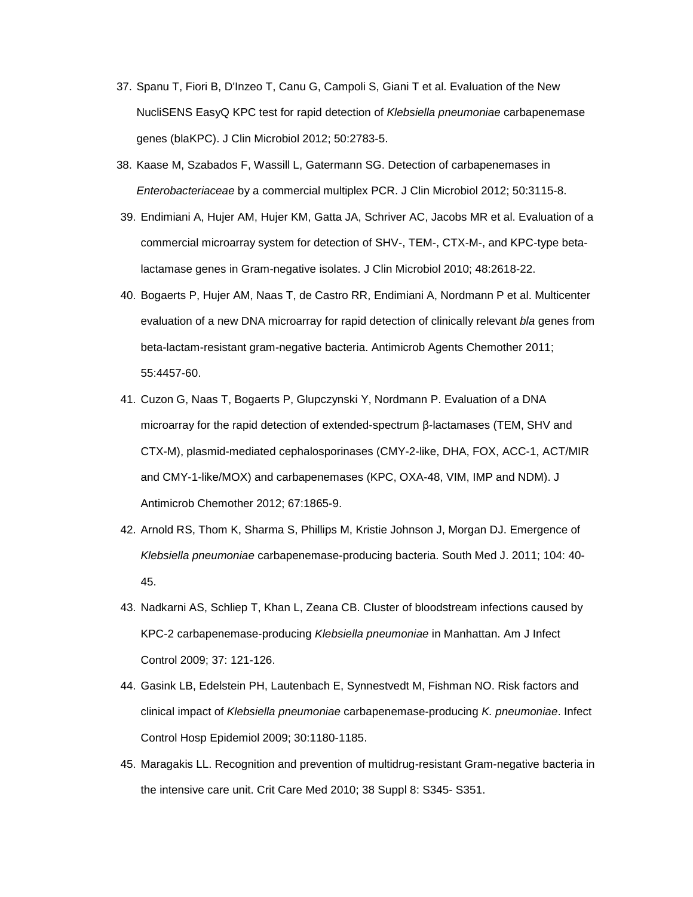37. Spanu T, Fiori B, D'Inzeo T, Canu G, Campoli S, Giani T et al. Evaluation of the New NucliSENS EasyQ KPC test for rapid detection of *Klebsiella pneumoniae* carbapenemase genes (blaKPC). J Clin Microbiol 2012; 50:2783-5.
38. Kaase M, Szabados F, Wassill L, Gatermann SG. Detection of carbapenemases in *Enterobacteriaceae* by a commercial multiplex PCR. J Clin Microbiol 2012; 50:3115-8.
39. Endimiani A, Hujer AM, Hujer KM, Gatta JA, Schriver AC, Jacobs MR et al. Evaluation of a commercial microarray system for detection of SHV-, TEM-, CTX-M-, and KPC-type beta-lactamase genes in Gram-negative isolates. J Clin Microbiol 2010; 48:2618-22.
40. Bogaerts P, Hujer AM, Naas T, de Castro RR, Endimiani A, Nordmann P et al. Multicenter evaluation of a new DNA microarray for rapid detection of clinically relevant *bla* genes from beta-lactam-resistant gram-negative bacteria. Antimicrob Agents Chemother 2011; 55:4457-60.
41. Cuzon G, Naas T, Bogaerts P, Glupczynski Y, Nordmann P. Evaluation of a DNA microarray for the rapid detection of extended-spectrum β-lactamases (TEM, SHV and CTX-M), plasmid-mediated cephalosporinases (CMY-2-like, DHA, FOX, ACC-1, ACT/MIR and CMY-1-like/MOX) and carbapenemases (KPC, OXA-48, VIM, IMP and NDM). J Antimicrob Chemother 2012; 67:1865-9.
42. Arnold RS, Thom K, Sharma S, Phillips M, Kristie Johnson J, Morgan DJ. Emergence of *Klebsiella pneumoniae* carbapenemase-producing bacteria. South Med J. 2011; 104: 40-45.
43. Nadkarni AS, Schliep T, Khan L, Zeana CB. Cluster of bloodstream infections caused by KPC-2 carbapenemase-producing *Klebsiella pneumoniae* in Manhattan. Am J Infect Control 2009; 37: 121-126.
44. Gasink LB, Edelstein PH, Lautenbach E, Synnestvedt M, Fishman NO. Risk factors and clinical impact of *Klebsiella pneumoniae* carbapenemase-producing *K. pneumoniae*. Infect Control Hosp Epidemiol 2009; 30:1180-1185.
45. Maragakis LL. Recognition and prevention of multidrug-resistant Gram-negative bacteria in the intensive care unit. Crit Care Med 2010; 38 Suppl 8: S345- S351.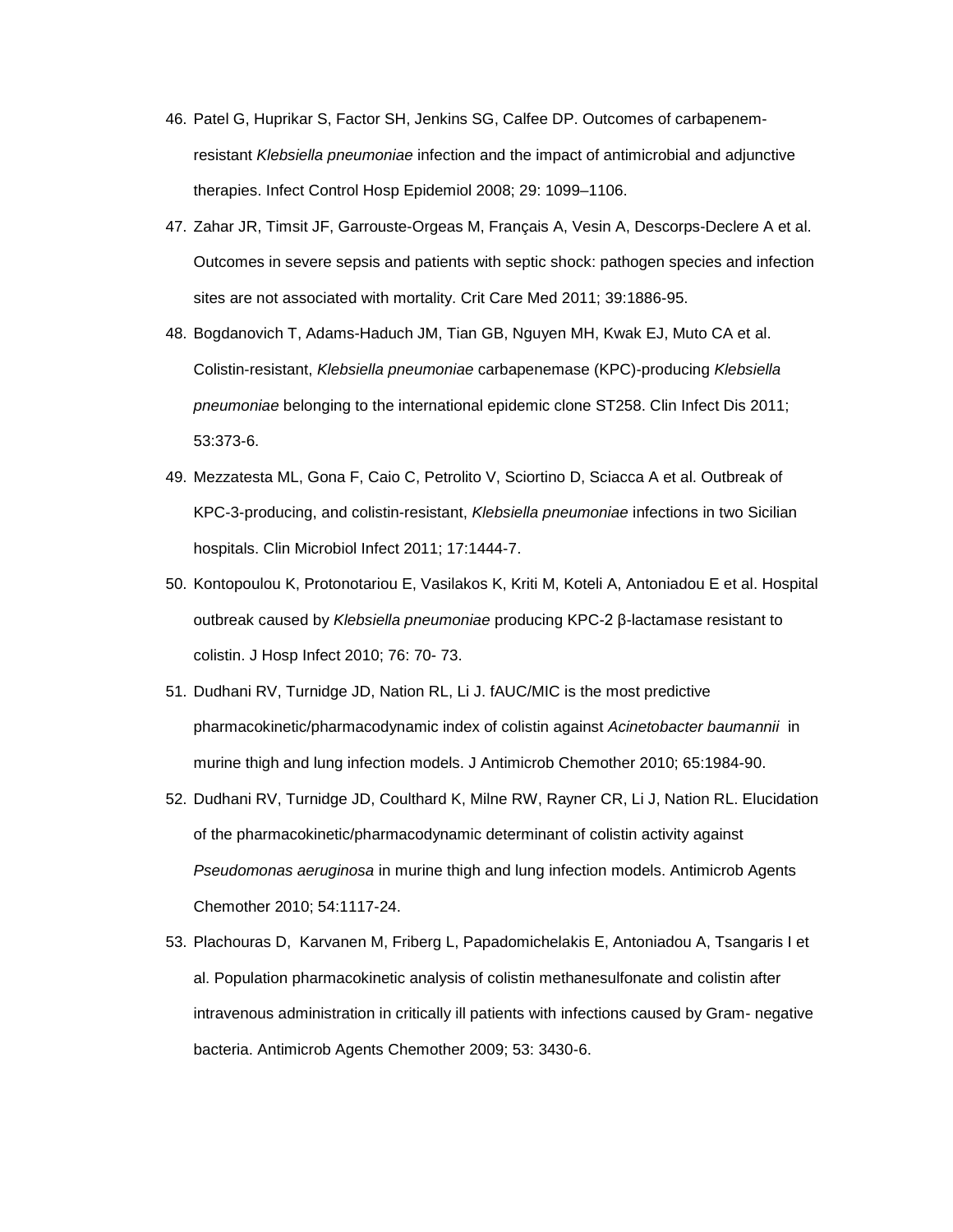46. Patel G, Huprikar S, Factor SH, Jenkins SG, Calfee DP. Outcomes of carbapenem-resistant *Klebsiella pneumoniae* infection and the impact of antimicrobial and adjunctive therapies. Infect Control Hosp Epidemiol 2008; 29: 1099–1106.
47. Zahar JR, Timsit JF, Garrouste-Orgeas M, Français A, Vesin A, Descorps-Declere A et al. Outcomes in severe sepsis and patients with septic shock: pathogen species and infection sites are not associated with mortality. Crit Care Med 2011; 39:1886-95.
48. Bogdanovich T, Adams-Haduch JM, Tian GB, Nguyen MH, Kwak EJ, Muto CA et al. Colistin-resistant, *Klebsiella pneumoniae* carbapenemase (KPC)-producing *Klebsiella pneumoniae* belonging to the international epidemic clone ST258. Clin Infect Dis 2011; 53:373-6.
49. Mezzatesta ML, Gona F, Caio C, Petrolito V, Sciortino D, Sciacca A et al. Outbreak of KPC-3-producing, and colistin-resistant, *Klebsiella pneumoniae* infections in two Sicilian hospitals. Clin Microbiol Infect 2011; 17:1444-7.
50. Kontopoulou K, Protonotariou E, Vasilakos K, Kriti M, Koteli A, Antoniadou E et al. Hospital outbreak caused by *Klebsiella pneumoniae* producing KPC-2 β-lactamase resistant to colistin. J Hosp Infect 2010; 76: 70- 73.
51. Dudhani RV, Turnidge JD, Nation RL, Li J. fAUC/MIC is the most predictive pharmacokinetic/pharmacodynamic index of colistin against *Acinetobacter baumannii* in murine thigh and lung infection models. J Antimicrob Chemother 2010; 65:1984-90.
52. Dudhani RV, Turnidge JD, Coulthard K, Milne RW, Rayner CR, Li J, Nation RL. Elucidation of the pharmacokinetic/pharmacodynamic determinant of colistin activity against *Pseudomonas aeruginosa* in murine thigh and lung infection models. Antimicrob Agents Chemother 2010; 54:1117-24.
53. Plachouras D, Karvanen M, Friberg L, Papadomichelakis E, Antoniadou A, Tsangaris I et al. Population pharmacokinetic analysis of colistin methanesulfonate and colistin after intravenous administration in critically ill patients with infections caused by Gram- negative bacteria. Antimicrob Agents Chemother 2009; 53: 3430-6.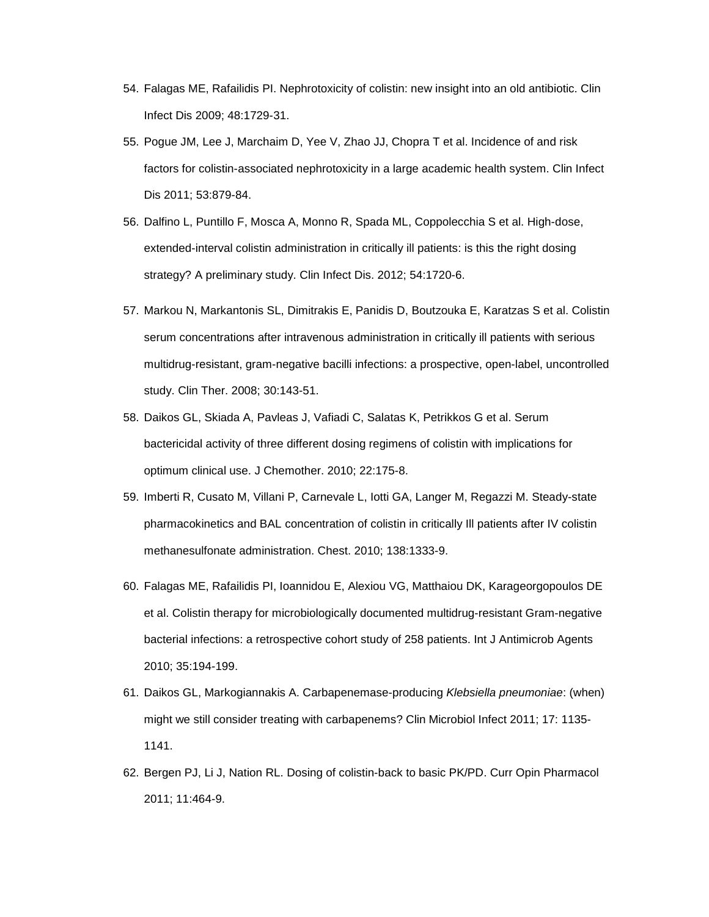54. Falagas ME, Rafailidis PI. Nephrotoxicity of colistin: new insight into an old antibiotic. Clin Infect Dis 2009; 48:1729-31.
55. Pogue JM, Lee J, Marchaim D, Yee V, Zhao JJ, Chopra T et al. Incidence of and risk factors for colistin-associated nephrotoxicity in a large academic health system. Clin Infect Dis 2011; 53:879-84.
56. Dalfino L, Puntillo F, Mosca A, Monno R, Spada ML, Coppolecchia S et al. High-dose, extended-interval colistin administration in critically ill patients: is this the right dosing strategy? A preliminary study. Clin Infect Dis. 2012; 54:1720-6.
57. Markou N, Markantonis SL, Dimitrakis E, Panidis D, Boutzouka E, Karatzas S et al. Colistin serum concentrations after intravenous administration in critically ill patients with serious multidrug-resistant, gram-negative bacilli infections: a prospective, open-label, uncontrolled study. Clin Ther. 2008; 30:143-51.
58. Daikos GL, Skiada A, Pavleas J, Vafiadi C, Salatas K, Petrikkos G et al. Serum bactericidal activity of three different dosing regimens of colistin with implications for optimum clinical use. J Chemother. 2010; 22:175-8.
59. Imberti R, Cusato M, Villani P, Carnevale L, Iotti GA, Langer M, Regazzi M. Steady-state pharmacokinetics and BAL concentration of colistin in critically Ill patients after IV colistin methanesulfonate administration. Chest. 2010; 138:1333-9.
60. Falagas ME, Rafailidis PI, Ioannidou E, Alexiou VG, Matthaiou DK, Karageorgopoulos DE et al. Colistin therapy for microbiologically documented multidrug-resistant Gram-negative bacterial infections: a retrospective cohort study of 258 patients. Int J Antimicrob Agents 2010; 35:194-199.
61. Daikos GL, Markogiannakis A. Carbapenemase-producing *Klebsiella pneumoniae*: (when) might we still consider treating with carbapenems? Clin Microbiol Infect 2011; 17: 1135-1141.
62. Bergen PJ, Li J, Nation RL. Dosing of colistin-back to basic PK/PD. Curr Opin Pharmacol 2011; 11:464-9.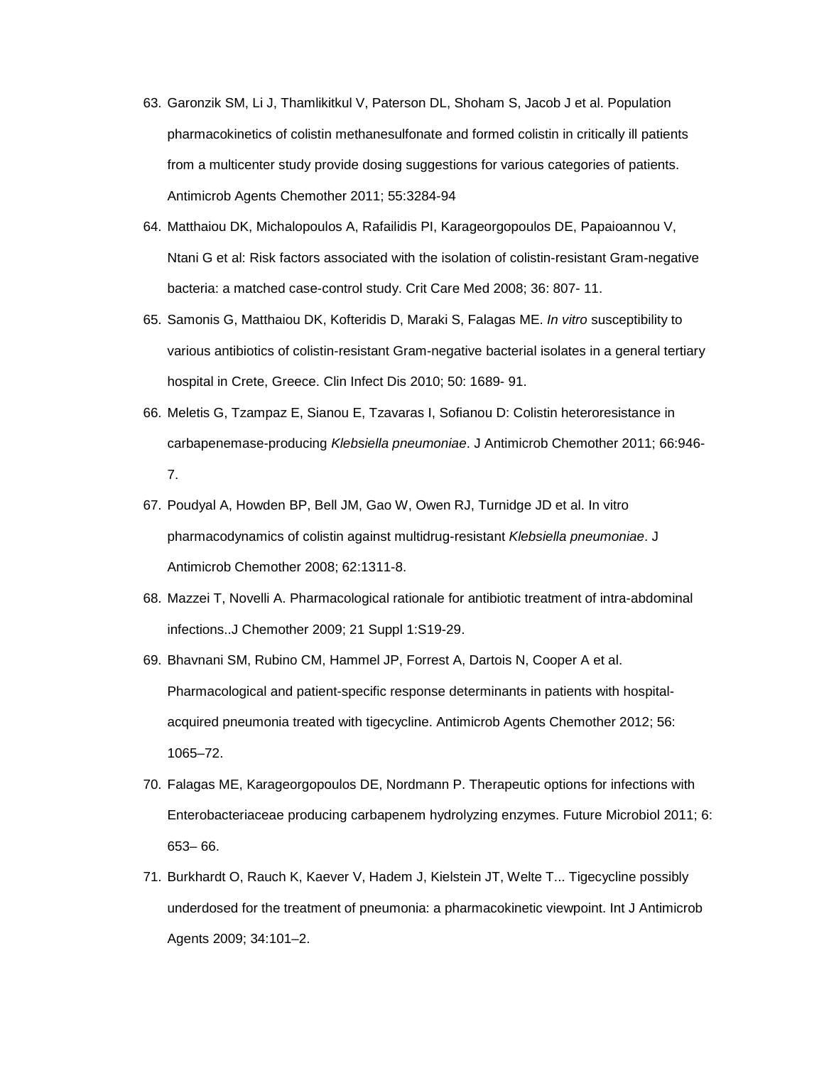63. Garonzik SM, Li J, Thamlikitkul V, Paterson DL, Shoham S, Jacob J et al. Population pharmacokinetics of colistin methanesulfonate and formed colistin in critically ill patients from a multicenter study provide dosing suggestions for various categories of patients. Antimicrob Agents Chemother 2011; 55:3284-94

64. Matthaiou DK, Michalopoulos A, Rafailidis PI, Karageorgopoulos DE, Papaioannou V, Ntani G et al: Risk factors associated with the isolation of colistin-resistant Gram-negative bacteria: a matched case-control study. Crit Care Med 2008; 36: 807- 11.

65. Samonis G, Matthaiou DK, Kofteridis D, Maraki S, Falagas ME. *In vitro* susceptibility to various antibiotics of colistin-resistant Gram-negative bacterial isolates in a general tertiary hospital in Crete, Greece. Clin Infect Dis 2010; 50: 1689- 91.

66. Meletis G, Tzampaz E, Sianou E, Tzavaras I, Sofianou D: Colistin heteroresistance in carbapenemase-producing *Klebsiella pneumoniae*. J Antimicrob Chemother 2011; 66:946-7.

67. Poudyal A, Howden BP, Bell JM, Gao W, Owen RJ, Turnidge JD et al. In vitro pharmacodynamics of colistin against multidrug-resistant *Klebsiella pneumoniae*. J Antimicrob Chemother 2008; 62:1311-8.

68. Mazzei T, Novelli A. Pharmacological rationale for antibiotic treatment of intra-abdominal infections..J Chemother 2009; 21 Suppl 1:S19-29.

69. Bhavnani SM, Rubino CM, Hammel JP, Forrest A, Dartois N, Cooper A et al. Pharmacological and patient-specific response determinants in patients with hospital-acquired pneumonia treated with tigecycline. Antimicrob Agents Chemother 2012; 56: 1065–72.

70. Falagas ME, Karageorgopoulos DE, Nordmann P. Therapeutic options for infections with Enterobacteriaceae producing carbapenem hydrolyzing enzymes. Future Microbiol 2011; 6: 653– 66.

71. Burkhardt O, Rauch K, Kaever V, Hadem J, Kielstein JT, Welte T... Tigecycline possibly underdosed for the treatment of pneumonia: a pharmacokinetic viewpoint. Int J Antimicrob Agents 2009; 34:101–2.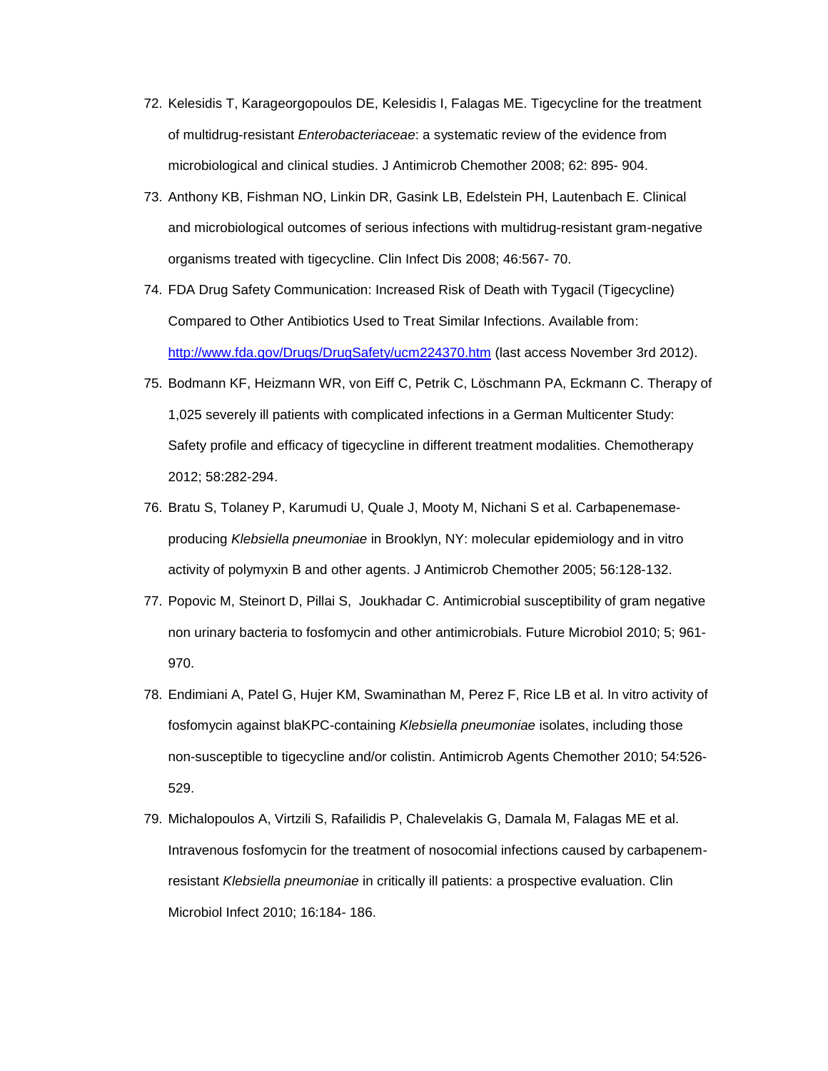72. Kelesidis T, Karageorgopoulos DE, Kelesidis I, Falagas ME. Tigecycline for the treatment of multidrug-resistant *Enterobacteriaceae*: a systematic review of the evidence from microbiological and clinical studies. J Antimicrob Chemother 2008; 62: 895- 904.

73. Anthony KB, Fishman NO, Linkin DR, Gasink LB, Edelstein PH, Lautenbach E. Clinical and microbiological outcomes of serious infections with multidrug-resistant gram-negative organisms treated with tigecycline. Clin Infect Dis 2008; 46:567- 70.

74. FDA Drug Safety Communication: Increased Risk of Death with Tygacil (Tigecycline) Compared to Other Antibiotics Used to Treat Similar Infections. Available from: [http://www.fda.gov/Drugs/DrugSafety/ucm224370.htm](http://www.fda.gov/Drugs/DrugSafety/ucm224370.htm) (last access November 3rd 2012).

75. Bodmann KF, Heizmann WR, von Eiff C, Petrik C, Löschmann PA, Eckmann C. Therapy of 1,025 severely ill patients with complicated infections in a German Multicenter Study: Safety profile and efficacy of tigecycline in different treatment modalities. Chemotherapy 2012; 58:282-294.

76. Bratu S, Tolaney P, Karumudi U, Quale J, Mooty M, Nichani S et al. Carbapenemase-producing *Klebsiella pneumoniae* in Brooklyn, NY: molecular epidemiology and in vitro activity of polymyxin B and other agents. J Antimicrob Chemother 2005; 56:128-132.

77. Popovic M, Steinort D, Pillai S, Joukhadar C. Antimicrobial susceptibility of gram negative non urinary bacteria to fosfomycin and other antimicrobials. Future Microbiol 2010; 5; 961-970.

78. Endimiani A, Patel G, Hujer KM, Swaminathan M, Perez F, Rice LB et al. In vitro activity of fosfomycin against blaKPC-containing *Klebsiella pneumoniae* isolates, including those non-susceptible to tigecycline and/or colistin. Antimicrob Agents Chemother 2010; 54:526-529.

79. Michalopoulos A, Virtzili S, Rafailidis P, Chalevelakis G, Damala M, Falagas ME et al. Intravenous fosfomycin for the treatment of nosocomial infections caused by carbapenem-resistant *Klebsiella pneumoniae* in critically ill patients: a prospective evaluation. Clin Microbiol Infect 2010; 16:184- 186.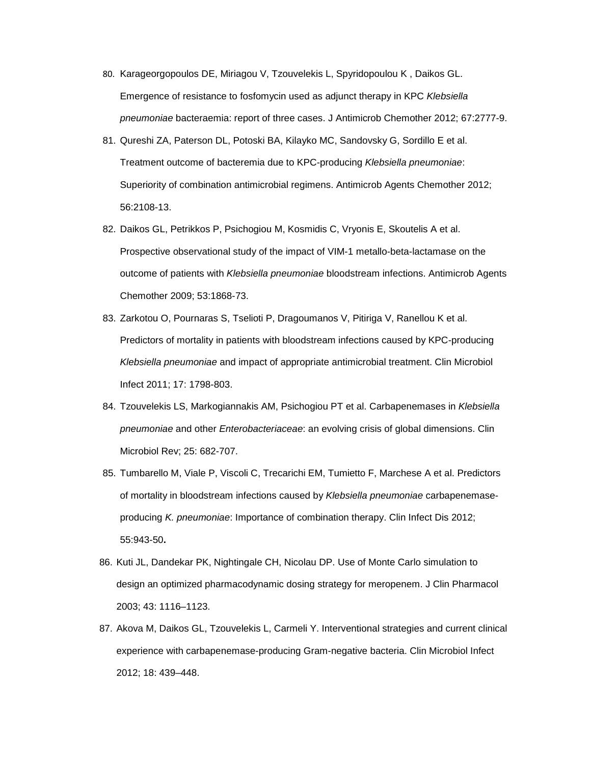80. Karageorgopoulos DE, Miriagou V, Tzouvelekis L, Spyridopoulou K , Daikos GL. Emergence of resistance to fosfomycin used as adjunct therapy in KPC *Klebsiella pneumoniae* bacteraemia: report of three cases. J Antimicrob Chemother 2012; 67:2777-9.
81. Qureshi ZA, Paterson DL, Potoski BA, Kilayko MC, Sandovsky G, Sordillo E et al. Treatment outcome of bacteremia due to KPC-producing *Klebsiella pneumoniae*: Superiority of combination antimicrobial regimens. Antimicrob Agents Chemother 2012; 56:2108-13.
82. Daikos GL, Petrikkos P, Psichogiou M, Kosmidis C, Vryonis E, Skoutelis A et al. Prospective observational study of the impact of VIM-1 metallo-beta-lactamase on the outcome of patients with *Klebsiella pneumoniae* bloodstream infections. Antimicrob Agents Chemother 2009; 53:1868-73.
83. Zarkotou O, Pournaras S, Tselioti P, Dragoumanos V, Pitiriga V, Ranellou K et al. Predictors of mortality in patients with bloodstream infections caused by KPC-producing *Klebsiella pneumoniae* and impact of appropriate antimicrobial treatment. Clin Microbiol Infect 2011; 17: 1798-803.
84. Tzouvelekis LS, Markogiannakis AM, Psichogiou PT et al. Carbapenemases in *Klebsiella pneumoniae* and other *Enterobacteriaceae*: an evolving crisis of global dimensions. Clin Microbiol Rev; 25: 682-707.
85. Tumbarello M, Viale P, Viscoli C, Trecarichi EM, Tumietto F, Marchese A et al. Predictors of mortality in bloodstream infections caused by *Klebsiella pneumoniae* carbapenemase-producing *K. pneumoniae*: Importance of combination therapy. Clin Infect Dis 2012; 55:943-50**.**
86. Kuti JL, Dandekar PK, Nightingale CH, Nicolau DP. Use of Monte Carlo simulation to design an optimized pharmacodynamic dosing strategy for meropenem. J Clin Pharmacol 2003; 43: 1116–1123.
87. Akova M, Daikos GL, Tzouvelekis L, Carmeli Y. Interventional strategies and current clinical experience with carbapenemase-producing Gram-negative bacteria. Clin Microbiol Infect 2012; 18: 439–448.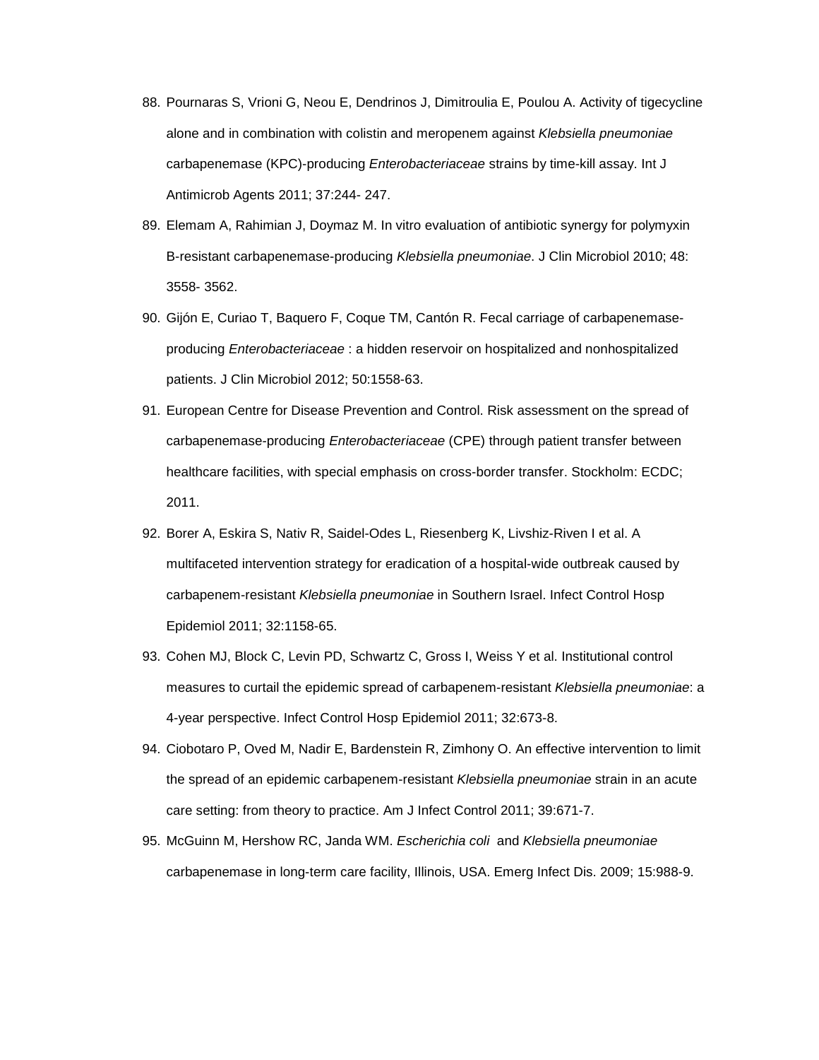88. Pournaras S, Vrioni G, Neou E, Dendrinos J, Dimitroulia E, Poulou A. Activity of tigecycline alone and in combination with colistin and meropenem against *Klebsiella pneumoniae* carbapenemase (KPC)-producing *Enterobacteriaceae* strains by time-kill assay. Int J Antimicrob Agents 2011; 37:244- 247.
89. Elemam A, Rahimian J, Doymaz M. In vitro evaluation of antibiotic synergy for polymyxin B-resistant carbapenemase-producing *Klebsiella pneumoniae*. J Clin Microbiol 2010; 48: 3558- 3562.
90. Gijón E, Curiao T, Baquero F, Coque TM, Cantón R. Fecal carriage of carbapenemase-producing *Enterobacteriaceae* : a hidden reservoir on hospitalized and nonhospitalized patients. J Clin Microbiol 2012; 50:1558-63.
91. European Centre for Disease Prevention and Control. Risk assessment on the spread of carbapenemase-producing *Enterobacteriaceae* (CPE) through patient transfer between healthcare facilities, with special emphasis on cross-border transfer. Stockholm: ECDC; 2011.
92. Borer A, Eskira S, Nativ R, Saidel-Odes L, Riesenberg K, Livshiz-Riven I et al. A multifaceted intervention strategy for eradication of a hospital-wide outbreak caused by carbapenem-resistant *Klebsiella pneumoniae* in Southern Israel. Infect Control Hosp Epidemiol 2011; 32:1158-65.
93. Cohen MJ, Block C, Levin PD, Schwartz C, Gross I, Weiss Y et al. Institutional control measures to curtail the epidemic spread of carbapenem-resistant *Klebsiella pneumoniae*: a 4-year perspective. Infect Control Hosp Epidemiol 2011; 32:673-8.
94. Ciobotaro P, Oved M, Nadir E, Bardenstein R, Zimhony O. An effective intervention to limit the spread of an epidemic carbapenem-resistant *Klebsiella pneumoniae* strain in an acute care setting: from theory to practice. Am J Infect Control 2011; 39:671-7.
95. McGuinn M, Hershow RC, Janda WM. *Escherichia coli* and *Klebsiella pneumoniae* carbapenemase in long-term care facility, Illinois, USA. Emerg Infect Dis. 2009; 15:988-9.